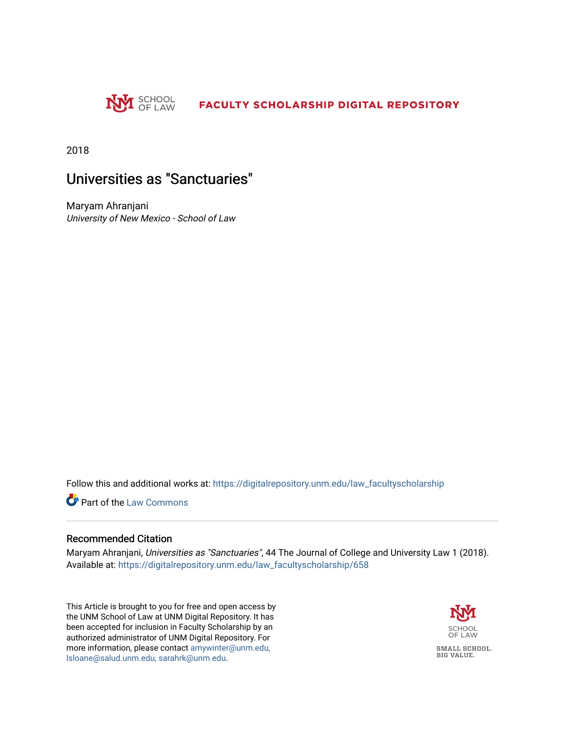SCHOOL OF LAW

FACULTY SCHOLARSHIP DIGITAL REPOSITORY

2018

# Universities as "Sanctuaries"

Maryam Ahranjani
*University of New Mexico - School of Law*

Follow this and additional works at: https://digitalrepository.unm.edu/law_facultyscholarship

Part of the Law Commons

## Recommended Citation

Maryam Ahranjani, *Universities as "Sanctuaries"*, 44 The Journal of College and University Law 1 (2018). Available at: https://digitalrepository.unm.edu/law_facultyscholarship/658

This Article is brought to you for free and open access by the UNM School of Law at UNM Digital Repository. It has been accepted for inclusion in Faculty Scholarship by an authorized administrator of UNM Digital Repository. For more information, please contact amywinter@unm.edu, lsloane@salud.unm.edu, sarahrk@unm.edu.

SCHOOL OF LAW

SMALL SCHOOL. BIG VALUE.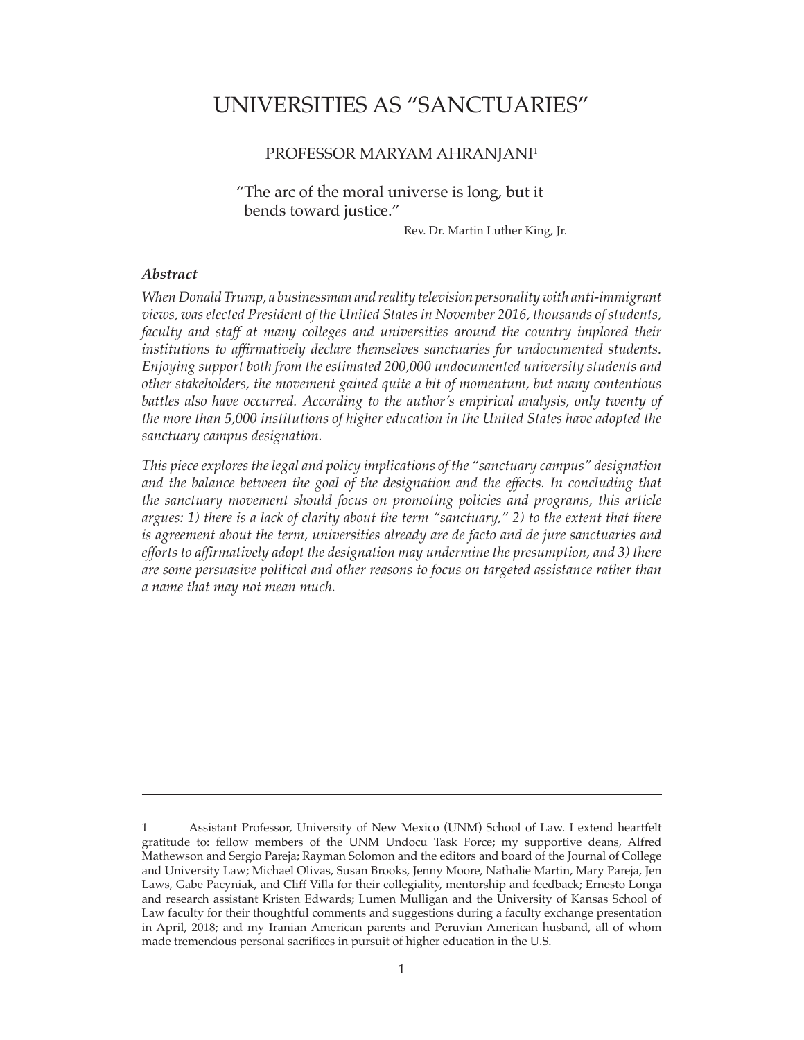# UNIVERSITIES AS "SANCTUARIES"

PROFESSOR MARYAM AHRANJANI[1]

> "The arc of the moral universe is long, but it bends toward justice."
>
> Rev. Dr. Martin Luther King, Jr.

### *Abstract*

*When Donald Trump, a businessman and reality television personality with anti-immigrant views, was elected President of the United States in November 2016, thousands of students, faculty and staff at many colleges and universities around the country implored their institutions to affirmatively declare themselves sanctuaries for undocumented students. Enjoying support both from the estimated 200,000 undocumented university students and other stakeholders, the movement gained quite a bit of momentum, but many contentious battles also have occurred. According to the author's empirical analysis, only twenty of the more than 5,000 institutions of higher education in the United States have adopted the sanctuary campus designation.*

*This piece explores the legal and policy implications of the "sanctuary campus" designation and the balance between the goal of the designation and the effects. In concluding that the sanctuary movement should focus on promoting policies and programs, this article argues: 1) there is a lack of clarity about the term "sanctuary," 2) to the extent that there is agreement about the term, universities already are de facto and de jure sanctuaries and efforts to affirmatively adopt the designation may undermine the presumption, and 3) there are some persuasive political and other reasons to focus on targeted assistance rather than a name that may not mean much.*

---

1 Assistant Professor, University of New Mexico (UNM) School of Law. I extend heartfelt gratitude to: fellow members of the UNM Undocu Task Force; my supportive deans, Alfred Mathewson and Sergio Pareja; Rayman Solomon and the editors and board of the Journal of College and University Law; Michael Olivas, Susan Brooks, Jenny Moore, Nathalie Martin, Mary Pareja, Jen Laws, Gabe Pacyniak, and Cliff Villa for their collegiality, mentorship and feedback; Ernesto Longa and research assistant Kristen Edwards; Lumen Mulligan and the University of Kansas School of Law faculty for their thoughtful comments and suggestions during a faculty exchange presentation in April, 2018; and my Iranian American parents and Peruvian American husband, all of whom made tremendous personal sacrifices in pursuit of higher education in the U.S.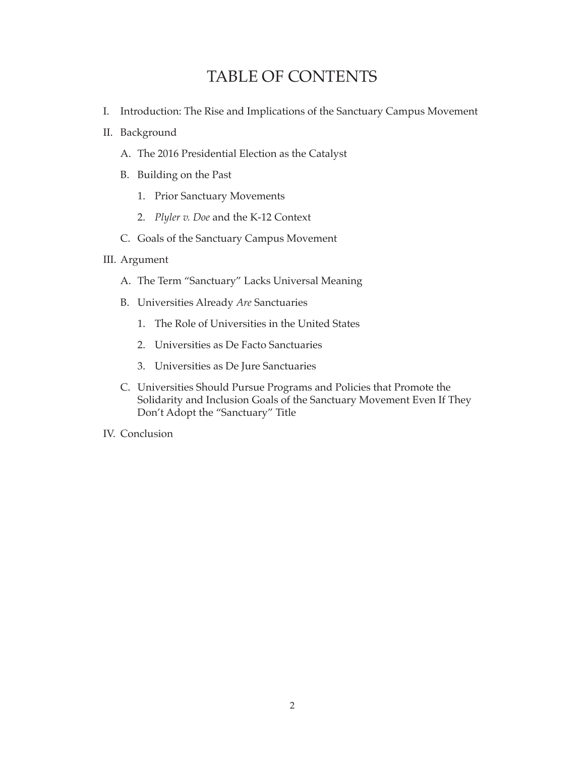# TABLE OF CONTENTS

I. Introduction: The Rise and Implications of the Sanctuary Campus Movement

II. Background

  A. The 2016 Presidential Election as the Catalyst

  B. Building on the Past

    1. Prior Sanctuary Movements

    2. *Plyler v. Doe* and the K-12 Context

  C. Goals of the Sanctuary Campus Movement

III. Argument

  A. The Term "Sanctuary" Lacks Universal Meaning

  B. Universities Already *Are* Sanctuaries

    1. The Role of Universities in the United States

    2. Universities as De Facto Sanctuaries

    3. Universities as De Jure Sanctuaries

  C. Universities Should Pursue Programs and Policies that Promote the Solidarity and Inclusion Goals of the Sanctuary Movement Even If They Don't Adopt the "Sanctuary" Title

IV. Conclusion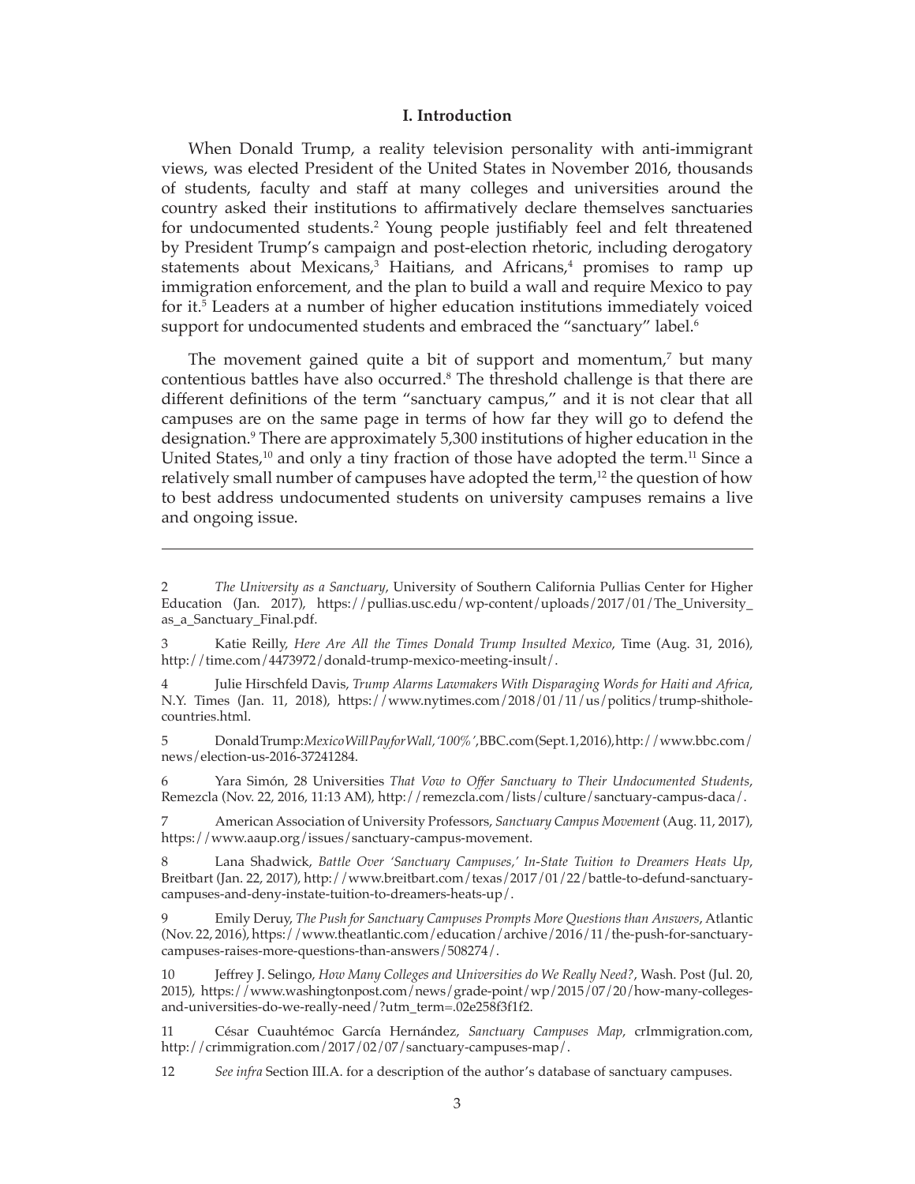## I. Introduction

When Donald Trump, a reality television personality with anti-immigrant views, was elected President of the United States in November 2016, thousands of students, faculty and staff at many colleges and universities around the country asked their institutions to affirmatively declare themselves sanctuaries for undocumented students.[2] Young people justifiably feel and felt threatened by President Trump's campaign and post-election rhetoric, including derogatory statements about Mexicans,[3] Haitians, and Africans,[4] promises to ramp up immigration enforcement, and the plan to build a wall and require Mexico to pay for it.[5] Leaders at a number of higher education institutions immediately voiced support for undocumented students and embraced the "sanctuary" label.[6]

The movement gained quite a bit of support and momentum,[7] but many contentious battles have also occurred.[8] The threshold challenge is that there are different definitions of the term "sanctuary campus," and it is not clear that all campuses are on the same page in terms of how far they will go to defend the designation.[9] There are approximately 5,300 institutions of higher education in the United States,[10] and only a tiny fraction of those have adopted the term.[11] Since a relatively small number of campuses have adopted the term,[12] the question of how to best address undocumented students on university campuses remains a live and ongoing issue.

---

2 *The University as a Sanctuary*, University of Southern California Pullias Center for Higher Education (Jan. 2017), https://pullias.usc.edu/wp-content/uploads/2017/01/The_University_as_a_Sanctuary_Final.pdf.

3 Katie Reilly, *Here Are All the Times Donald Trump Insulted Mexico*, Time (Aug. 31, 2016), http://time.com/4473972/donald-trump-mexico-meeting-insult/.

4 Julie Hirschfeld Davis, *Trump Alarms Lawmakers With Disparaging Words for Haiti and Africa*, N.Y. Times (Jan. 11, 2018), https://www.nytimes.com/2018/01/11/us/politics/trump-shithole-countries.html.

5 Donald Trump: *Mexico Will Pay for Wall, '100%'*, BBC.com (Sept. 1, 2016), http://www.bbc.com/news/election-us-2016-37241284.

6 Yara Simón, 28 Universities *That Vow to Offer Sanctuary to Their Undocumented Students*, Remezcla (Nov. 22, 2016, 11:13 AM), http://remezcla.com/lists/culture/sanctuary-campus-daca/.

7 American Association of University Professors, *Sanctuary Campus Movement* (Aug. 11, 2017), https://www.aaup.org/issues/sanctuary-campus-movement.

8 Lana Shadwick, *Battle Over 'Sanctuary Campuses,' In-State Tuition to Dreamers Heats Up*, Breitbart (Jan. 22, 2017), http://www.breitbart.com/texas/2017/01/22/battle-to-defund-sanctuary-campuses-and-deny-instate-tuition-to-dreamers-heats-up/.

9 Emily Deruy, *The Push for Sanctuary Campuses Prompts More Questions than Answers*, Atlantic (Nov. 22, 2016), https://www.theatlantic.com/education/archive/2016/11/the-push-for-sanctuary-campuses-raises-more-questions-than-answers/508274/.

10 Jeffrey J. Selingo, *How Many Colleges and Universities do We Really Need?*, Wash. Post (Jul. 20, 2015), https://www.washingtonpost.com/news/grade-point/wp/2015/07/20/how-many-colleges-and-universities-do-we-really-need/?utm_term=.02e258f3f1f2.

11 César Cuauhtémoc García Hernández, *Sanctuary Campuses Map*, crImmigration.com, http://crimmigration.com/2017/02/07/sanctuary-campuses-map/.

12 *See infra* Section III.A. for a description of the author's database of sanctuary campuses.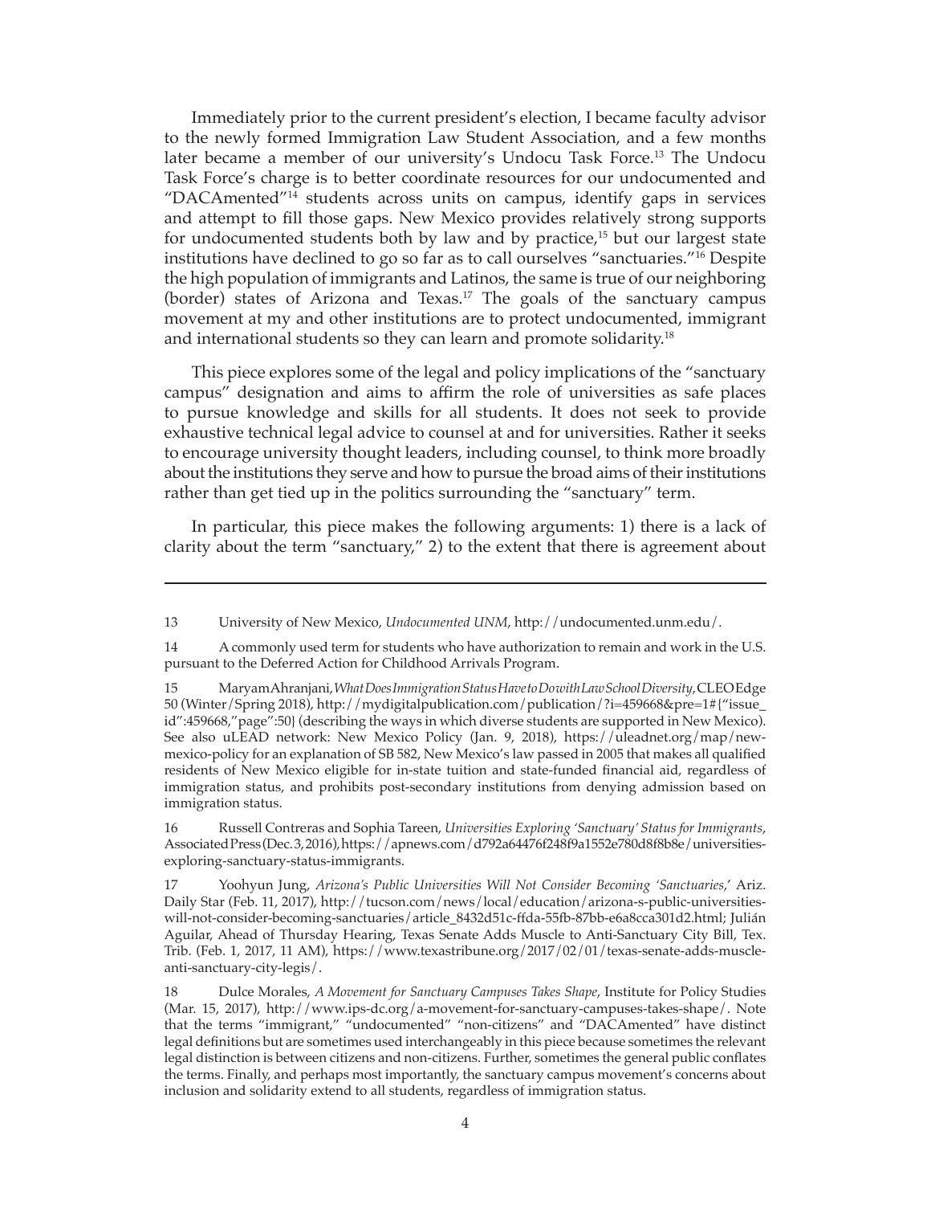Immediately prior to the current president's election, I became faculty advisor to the newly formed Immigration Law Student Association, and a few months later became a member of our university's Undocu Task Force.[13] The Undocu Task Force's charge is to better coordinate resources for our undocumented and "DACAmented"[14] students across units on campus, identify gaps in services and attempt to fill those gaps. New Mexico provides relatively strong supports for undocumented students both by law and by practice,[15] but our largest state institutions have declined to go so far as to call ourselves "sanctuaries."[16] Despite the high population of immigrants and Latinos, the same is true of our neighboring (border) states of Arizona and Texas.[17] The goals of the sanctuary campus movement at my and other institutions are to protect undocumented, immigrant and international students so they can learn and promote solidarity.[18]

This piece explores some of the legal and policy implications of the "sanctuary campus" designation and aims to affirm the role of universities as safe places to pursue knowledge and skills for all students. It does not seek to provide exhaustive technical legal advice to counsel at and for universities. Rather it seeks to encourage university thought leaders, including counsel, to think more broadly about the institutions they serve and how to pursue the broad aims of their institutions rather than get tied up in the politics surrounding the "sanctuary" term.

In particular, this piece makes the following arguments: 1) there is a lack of clarity about the term "sanctuary," 2) to the extent that there is agreement about

---

13 University of New Mexico, *Undocumented UNM*, http://undocumented.unm.edu/.

14 A commonly used term for students who have authorization to remain and work in the U.S. pursuant to the Deferred Action for Childhood Arrivals Program.

15 Maryam Ahranjani, *What Does Immigration Status Have to Do with Law School Diversity*, CLEO Edge 50 (Winter/Spring 2018), http://mydigitalpublication.com/publication/?i=459668&pre=1#{"issue_id":459668,"page":50} (describing the ways in which diverse students are supported in New Mexico). See also uLEAD network: New Mexico Policy (Jan. 9, 2018), https://uleadnet.org/map/new-mexico-policy for an explanation of SB 582, New Mexico's law passed in 2005 that makes all qualified residents of New Mexico eligible for in-state tuition and state-funded financial aid, regardless of immigration status, and prohibits post-secondary institutions from denying admission based on immigration status.

16 Russell Contreras and Sophia Tareen, *Universities Exploring 'Sanctuary' Status for Immigrants*, Associated Press (Dec. 3, 2016), https://apnews.com/d792a64476f248f9a1552e780d8f8b8e/universities-exploring-sanctuary-status-immigrants.

17 Yoohyun Jung, *Arizona's Public Universities Will Not Consider Becoming 'Sanctuaries*,' Ariz. Daily Star (Feb. 11, 2017), http://tucson.com/news/local/education/arizona-s-public-universities-will-not-consider-becoming-sanctuaries/article_8432d51c-ffda-55fb-87bb-e6a8cca301d2.html; Julián Aguilar, Ahead of Thursday Hearing, Texas Senate Adds Muscle to Anti-Sanctuary City Bill, Tex. Trib. (Feb. 1, 2017, 11 AM), https://www.texastribune.org/2017/02/01/texas-senate-adds-muscle-anti-sanctuary-city-legis/.

18 Dulce Morales, *A Movement for Sanctuary Campuses Takes Shape*, Institute for Policy Studies (Mar. 15, 2017), http://www.ips-dc.org/a-movement-for-sanctuary-campuses-takes-shape/. Note that the terms "immigrant," "undocumented" "non-citizens" and "DACAmented" have distinct legal definitions but are sometimes used interchangeably in this piece because sometimes the relevant legal distinction is between citizens and non-citizens. Further, sometimes the general public conflates the terms. Finally, and perhaps most importantly, the sanctuary campus movement's concerns about inclusion and solidarity extend to all students, regardless of immigration status.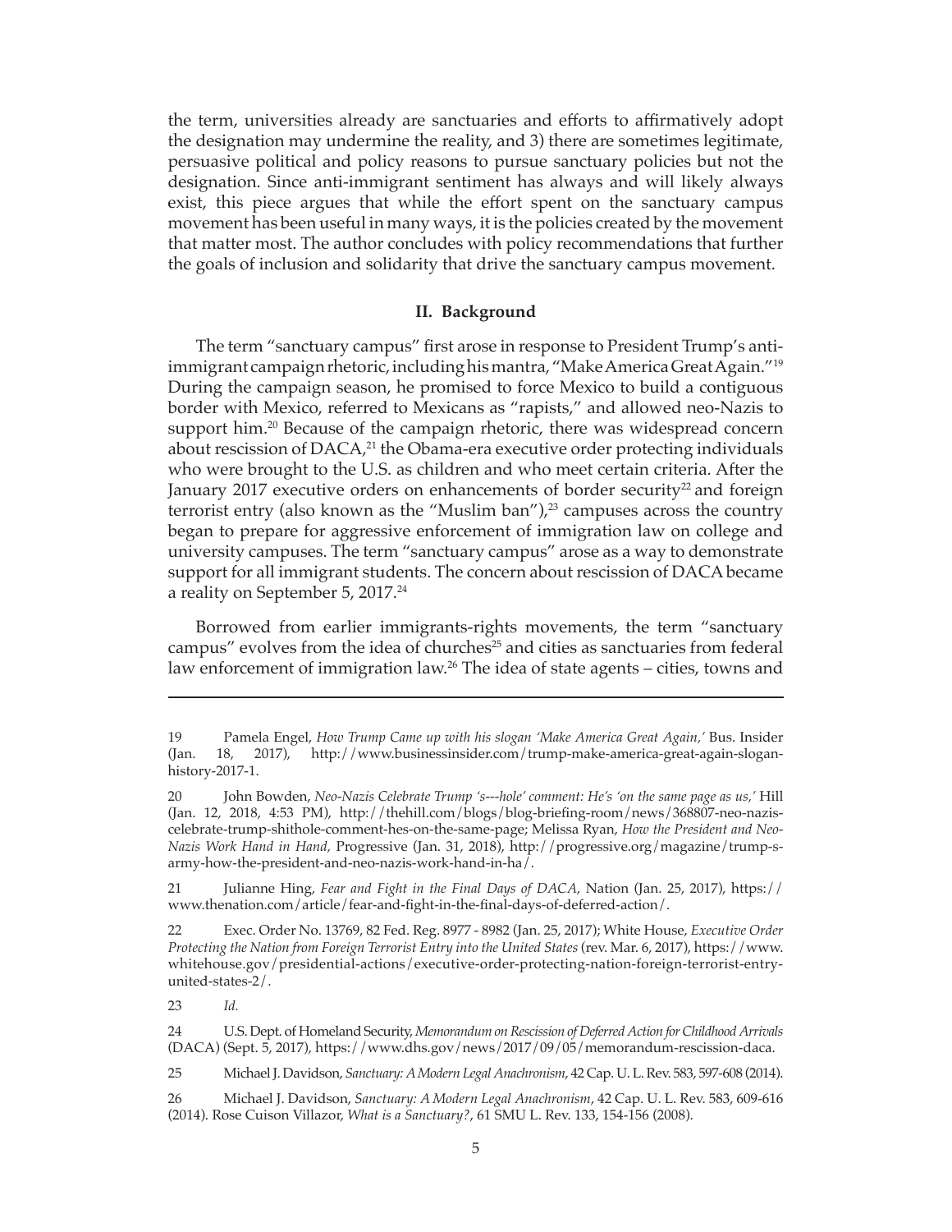the term, universities already are sanctuaries and efforts to affirmatively adopt the designation may undermine the reality, and 3) there are sometimes legitimate, persuasive political and policy reasons to pursue sanctuary policies but not the designation. Since anti-immigrant sentiment has always and will likely always exist, this piece argues that while the effort spent on the sanctuary campus movement has been useful in many ways, it is the policies created by the movement that matter most. The author concludes with policy recommendations that further the goals of inclusion and solidarity that drive the sanctuary campus movement.

## II. Background

The term "sanctuary campus" first arose in response to President Trump's anti-immigrant campaign rhetoric, including his mantra, "Make America Great Again."[19] During the campaign season, he promised to force Mexico to build a contiguous border with Mexico, referred to Mexicans as "rapists," and allowed neo-Nazis to support him.[20] Because of the campaign rhetoric, there was widespread concern about rescission of DACA,[21] the Obama-era executive order protecting individuals who were brought to the U.S. as children and who meet certain criteria. After the January 2017 executive orders on enhancements of border security[22] and foreign terrorist entry (also known as the "Muslim ban"),[23] campuses across the country began to prepare for aggressive enforcement of immigration law on college and university campuses. The term "sanctuary campus" arose as a way to demonstrate support for all immigrant students. The concern about rescission of DACA became a reality on September 5, 2017.[24]

Borrowed from earlier immigrants-rights movements, the term "sanctuary campus" evolves from the idea of churches[25] and cities as sanctuaries from federal law enforcement of immigration law.[26] The idea of state agents – cities, towns and

---

19 Pamela Engel, *How Trump Came up with his slogan 'Make America Great Again,'* Bus. Insider (Jan. 18, 2017), http://www.businessinsider.com/trump-make-america-great-again-slogan-history-2017-1.

20 John Bowden, *Neo-Nazis Celebrate Trump 's---hole' comment: He's 'on the same page as us,'* Hill (Jan. 12, 2018, 4:53 PM), http://thehill.com/blogs/blog-briefing-room/news/368807-neo-nazis-celebrate-trump-shithole-comment-hes-on-the-same-page; Melissa Ryan, *How the President and Neo-Nazis Work Hand in Hand,* Progressive (Jan. 31, 2018), http://progressive.org/magazine/trump-s-army-how-the-president-and-neo-nazis-work-hand-in-ha/.

21 Julianne Hing, *Fear and Fight in the Final Days of DACA*, Nation (Jan. 25, 2017), https://www.thenation.com/article/fear-and-fight-in-the-final-days-of-deferred-action/.

22 Exec. Order No. 13769, 82 Fed. Reg. 8977 - 8982 (Jan. 25, 2017); White House, *Executive Order Protecting the Nation from Foreign Terrorist Entry into the United States* (rev. Mar. 6, 2017), https://www.whitehouse.gov/presidential-actions/executive-order-protecting-nation-foreign-terrorist-entry-united-states-2/.

23 *Id.*

24 U.S. Dept. of Homeland Security, *Memorandum on Rescission of Deferred Action for Childhood Arrivals* (DACA) (Sept. 5, 2017), https://www.dhs.gov/news/2017/09/05/memorandum-rescission-daca.

25 Michael J. Davidson, *Sanctuary: A Modern Legal Anachronism*, 42 Cap. U. L. Rev. 583, 597-608 (2014).

26 Michael J. Davidson, *Sanctuary: A Modern Legal Anachronism*, 42 Cap. U. L. Rev. 583, 609-616 (2014). Rose Cuison Villazor, *What is a Sanctuary?*, 61 SMU L. Rev. 133, 154-156 (2008).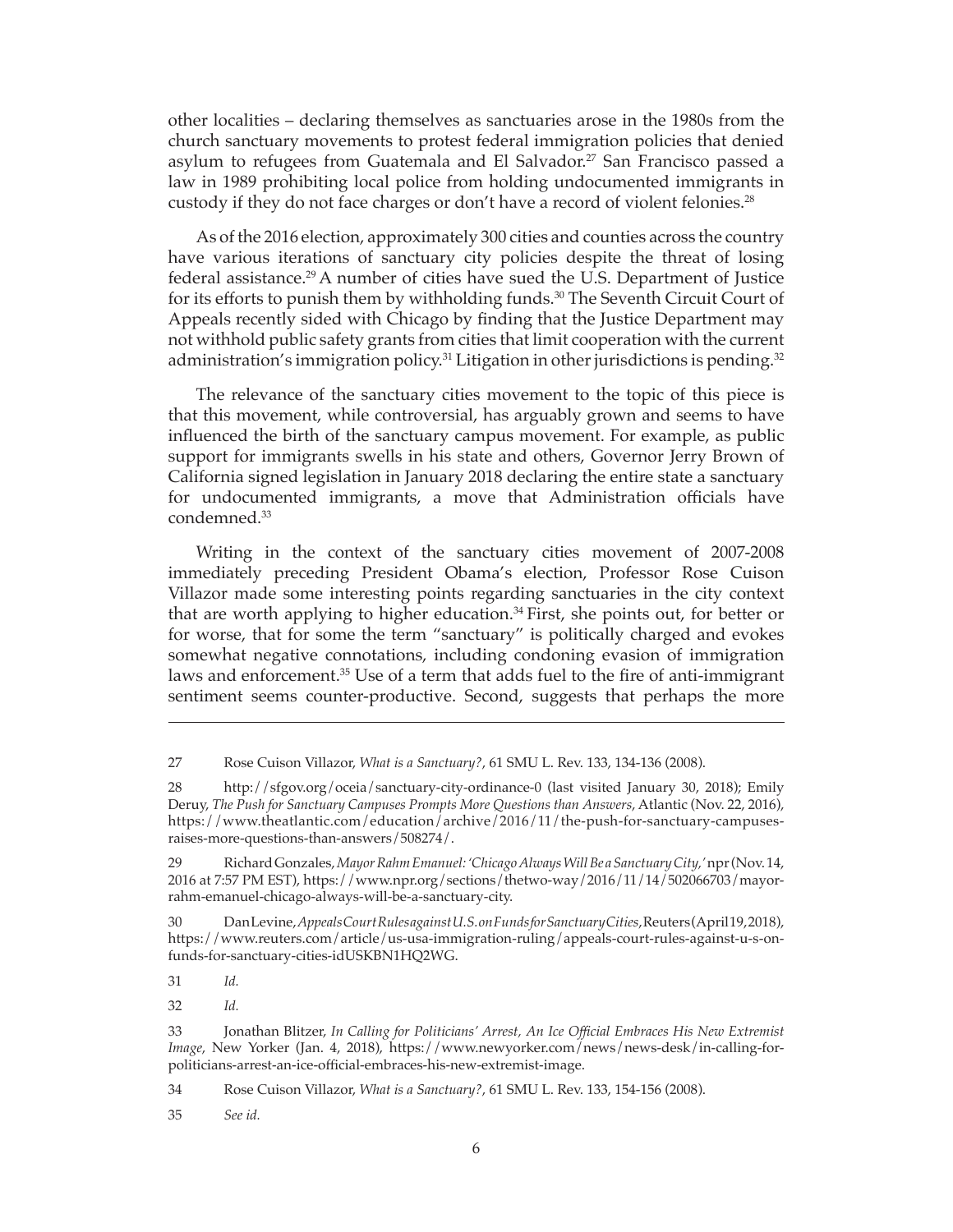other localities – declaring themselves as sanctuaries arose in the 1980s from the church sanctuary movements to protest federal immigration policies that denied asylum to refugees from Guatemala and El Salvador.[27] San Francisco passed a law in 1989 prohibiting local police from holding undocumented immigrants in custody if they do not face charges or don't have a record of violent felonies.[28]

As of the 2016 election, approximately 300 cities and counties across the country have various iterations of sanctuary city policies despite the threat of losing federal assistance.[29] A number of cities have sued the U.S. Department of Justice for its efforts to punish them by withholding funds.[30] The Seventh Circuit Court of Appeals recently sided with Chicago by finding that the Justice Department may not withhold public safety grants from cities that limit cooperation with the current administration's immigration policy.[31] Litigation in other jurisdictions is pending.[32]

The relevance of the sanctuary cities movement to the topic of this piece is that this movement, while controversial, has arguably grown and seems to have influenced the birth of the sanctuary campus movement. For example, as public support for immigrants swells in his state and others, Governor Jerry Brown of California signed legislation in January 2018 declaring the entire state a sanctuary for undocumented immigrants, a move that Administration officials have condemned.[33]

Writing in the context of the sanctuary cities movement of 2007-2008 immediately preceding President Obama's election, Professor Rose Cuison Villazor made some interesting points regarding sanctuaries in the city context that are worth applying to higher education.[34] First, she points out, for better or for worse, that for some the term "sanctuary" is politically charged and evokes somewhat negative connotations, including condoning evasion of immigration laws and enforcement.[35] Use of a term that adds fuel to the fire of anti-immigrant sentiment seems counter-productive. Second, suggests that perhaps the more

---

27 Rose Cuison Villazor, *What is a Sanctuary?*, 61 SMU L. Rev. 133, 134-136 (2008).

28 http://sfgov.org/oceia/sanctuary-city-ordinance-0 (last visited January 30, 2018); Emily Deruy, *The Push for Sanctuary Campuses Prompts More Questions than Answers*, Atlantic (Nov. 22, 2016), https://www.theatlantic.com/education/archive/2016/11/the-push-for-sanctuary-campuses-raises-more-questions-than-answers/508274/.

29 Richard Gonzales, *Mayor Rahm Emanuel: 'Chicago Always Will Be a Sanctuary City,'* npr (Nov. 14, 2016 at 7:57 PM EST), https://www.npr.org/sections/thetwo-way/2016/11/14/502066703/mayor-rahm-emanuel-chicago-always-will-be-a-sanctuary-city.

30 Dan Levine, *Appeals Court Rules against U.S. on Funds for Sanctuary Cities*, Reuters (April 19, 2018), https://www.reuters.com/article/us-usa-immigration-ruling/appeals-court-rules-against-u-s-on-funds-for-sanctuary-cities-idUSKBN1HQ2WG.

31 *Id.*

32 *Id.*

33 Jonathan Blitzer, *In Calling for Politicians' Arrest, An Ice Official Embraces His New Extremist Image*, New Yorker (Jan. 4, 2018), https://www.newyorker.com/news/news-desk/in-calling-for-politicians-arrest-an-ice-official-embraces-his-new-extremist-image.

34 Rose Cuison Villazor, *What is a Sanctuary?*, 61 SMU L. Rev. 133, 154-156 (2008).

35 *See id.*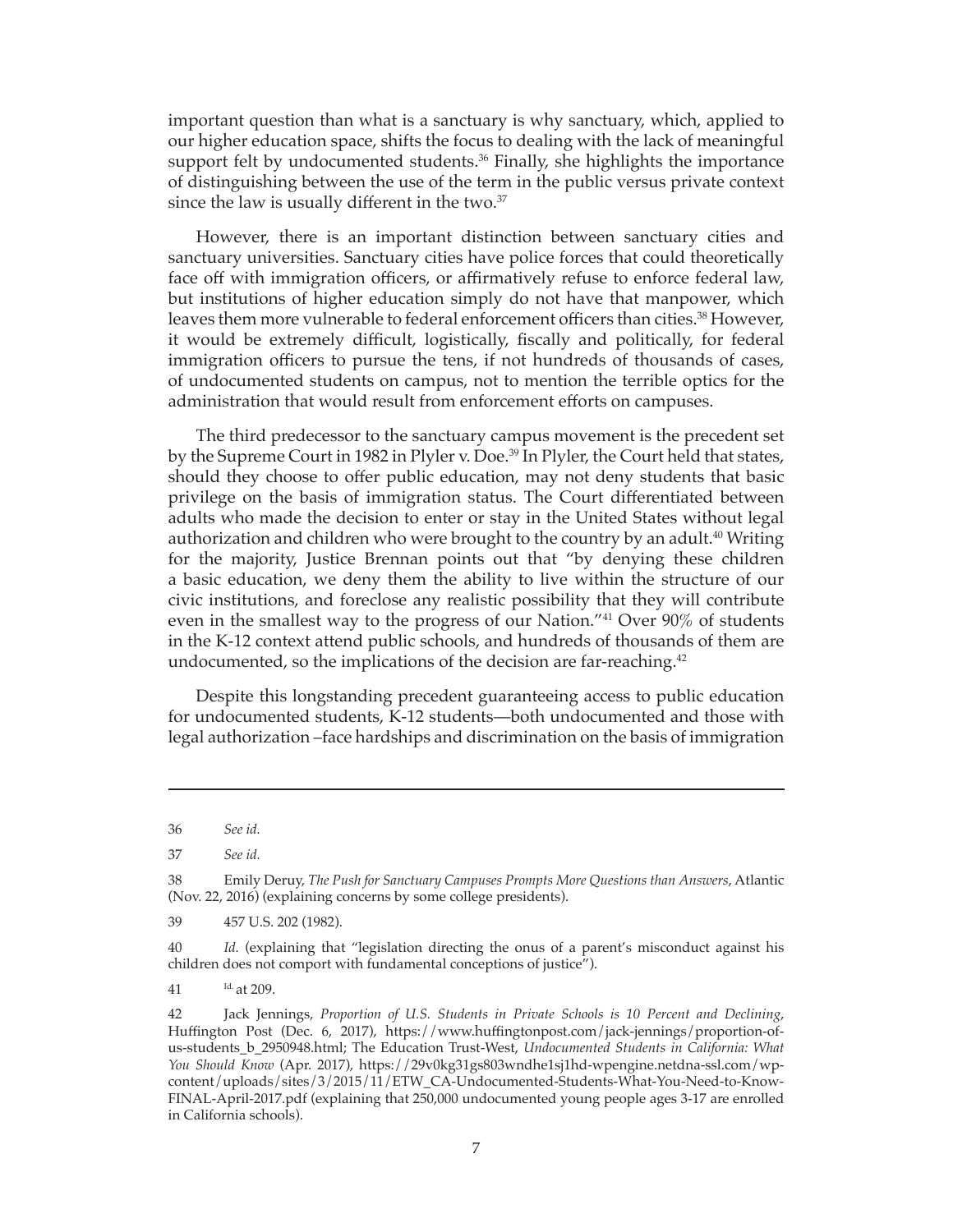important question than what is a sanctuary is why sanctuary, which, applied to our higher education space, shifts the focus to dealing with the lack of meaningful support felt by undocumented students.[36] Finally, she highlights the importance of distinguishing between the use of the term in the public versus private context since the law is usually different in the two.[37]

However, there is an important distinction between sanctuary cities and sanctuary universities. Sanctuary cities have police forces that could theoretically face off with immigration officers, or affirmatively refuse to enforce federal law, but institutions of higher education simply do not have that manpower, which leaves them more vulnerable to federal enforcement officers than cities.[38] However, it would be extremely difficult, logistically, fiscally and politically, for federal immigration officers to pursue the tens, if not hundreds of thousands of cases, of undocumented students on campus, not to mention the terrible optics for the administration that would result from enforcement efforts on campuses.

The third predecessor to the sanctuary campus movement is the precedent set by the Supreme Court in 1982 in Plyler v. Doe.[39] In Plyler, the Court held that states, should they choose to offer public education, may not deny students that basic privilege on the basis of immigration status. The Court differentiated between adults who made the decision to enter or stay in the United States without legal authorization and children who were brought to the country by an adult.[40] Writing for the majority, Justice Brennan points out that "by denying these children a basic education, we deny them the ability to live within the structure of our civic institutions, and foreclose any realistic possibility that they will contribute even in the smallest way to the progress of our Nation."[41] Over 90% of students in the K-12 context attend public schools, and hundreds of thousands of them are undocumented, so the implications of the decision are far-reaching.[42]

Despite this longstanding precedent guaranteeing access to public education for undocumented students, K-12 students—both undocumented and those with legal authorization –face hardships and discrimination on the basis of immigration

---

36 *See id.*

37 *See id.*

38 Emily Deruy, *The Push for Sanctuary Campuses Prompts More Questions than Answers*, Atlantic (Nov. 22, 2016) (explaining concerns by some college presidents).

39 457 U.S. 202 (1982).

40 *Id.* (explaining that "legislation directing the onus of a parent's misconduct against his children does not comport with fundamental conceptions of justice").

41 Id. at 209.

42 Jack Jennings, *Proportion of U.S. Students in Private Schools is 10 Percent and Declining*, Huffington Post (Dec. 6, 2017), https://www.huffingtonpost.com/jack-jennings/proportion-of-us-students_b_2950948.html; The Education Trust-West, *Undocumented Students in California: What You Should Know* (Apr. 2017), https://29v0kg31gs803wndhe1sj1hd-wpengine.netdna-ssl.com/wp-content/uploads/sites/3/2015/11/ETW_CA-Undocumented-Students-What-You-Need-to-Know-FINAL-April-2017.pdf (explaining that 250,000 undocumented young people ages 3-17 are enrolled in California schools).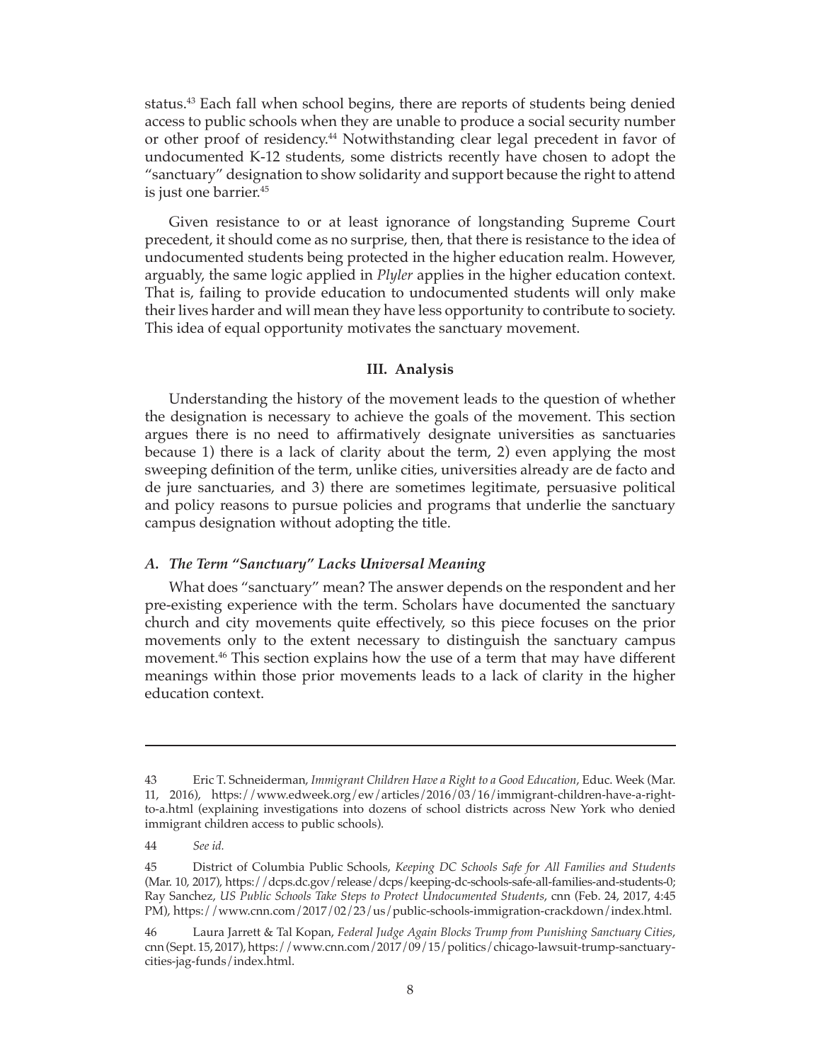status.[43] Each fall when school begins, there are reports of students being denied access to public schools when they are unable to produce a social security number or other proof of residency.[44] Notwithstanding clear legal precedent in favor of undocumented K-12 students, some districts recently have chosen to adopt the "sanctuary" designation to show solidarity and support because the right to attend is just one barrier.[45]

Given resistance to or at least ignorance of longstanding Supreme Court precedent, it should come as no surprise, then, that there is resistance to the idea of undocumented students being protected in the higher education realm. However, arguably, the same logic applied in *Plyler* applies in the higher education context. That is, failing to provide education to undocumented students will only make their lives harder and will mean they have less opportunity to contribute to society. This idea of equal opportunity motivates the sanctuary movement.

## III. Analysis

Understanding the history of the movement leads to the question of whether the designation is necessary to achieve the goals of the movement. This section argues there is no need to affirmatively designate universities as sanctuaries because 1) there is a lack of clarity about the term, 2) even applying the most sweeping definition of the term, unlike cities, universities already are de facto and de jure sanctuaries, and 3) there are sometimes legitimate, persuasive political and policy reasons to pursue policies and programs that underlie the sanctuary campus designation without adopting the title.

### *A. The Term "Sanctuary" Lacks Universal Meaning*

What does "sanctuary" mean? The answer depends on the respondent and her pre-existing experience with the term. Scholars have documented the sanctuary church and city movements quite effectively, so this piece focuses on the prior movements only to the extent necessary to distinguish the sanctuary campus movement.[46] This section explains how the use of a term that may have different meanings within those prior movements leads to a lack of clarity in the higher education context.

---

43 Eric T. Schneiderman, *Immigrant Children Have a Right to a Good Education*, Educ. Week (Mar. 11, 2016), https://www.edweek.org/ew/articles/2016/03/16/immigrant-children-have-a-right-to-a.html (explaining investigations into dozens of school districts across New York who denied immigrant children access to public schools).

44 *See id.*

45 District of Columbia Public Schools, *Keeping DC Schools Safe for All Families and Students* (Mar. 10, 2017), https://dcps.dc.gov/release/dcps/keeping-dc-schools-safe-all-families-and-students-0; Ray Sanchez, *US Public Schools Take Steps to Protect Undocumented Students*, cnn (Feb. 24, 2017, 4:45 PM), https://www.cnn.com/2017/02/23/us/public-schools-immigration-crackdown/index.html.

46 Laura Jarrett & Tal Kopan, *Federal Judge Again Blocks Trump from Punishing Sanctuary Cities*, cnn (Sept. 15, 2017), https://www.cnn.com/2017/09/15/politics/chicago-lawsuit-trump-sanctuary-cities-jag-funds/index.html.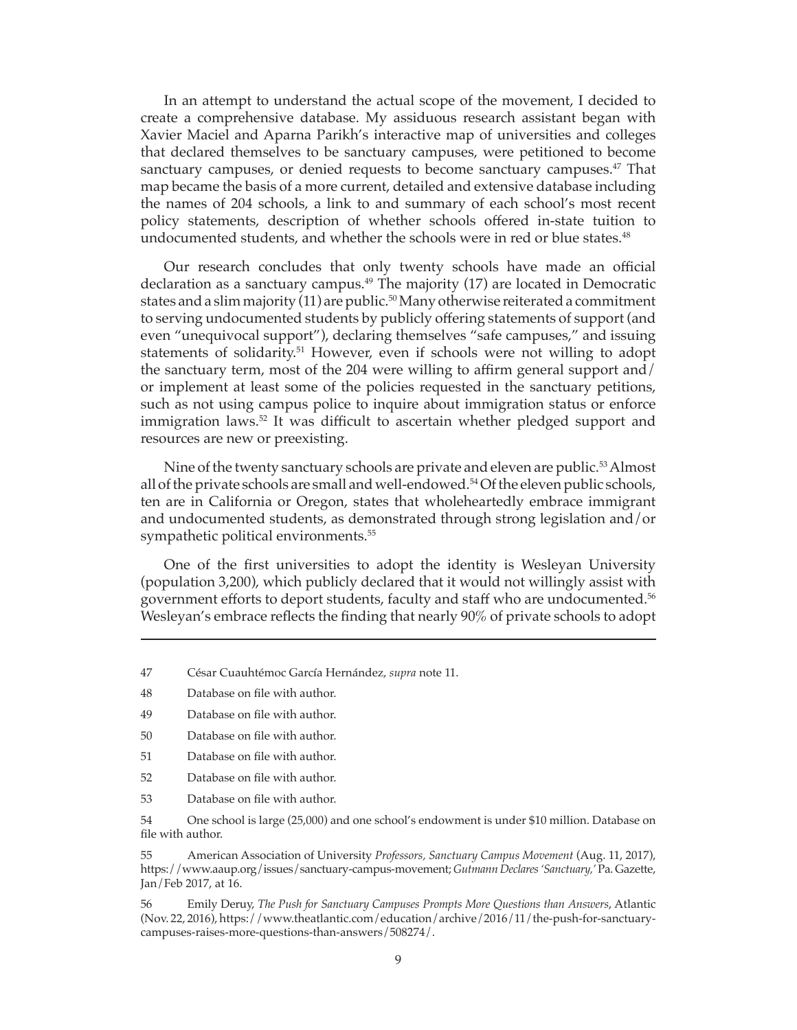In an attempt to understand the actual scope of the movement, I decided to create a comprehensive database. My assiduous research assistant began with Xavier Maciel and Aparna Parikh's interactive map of universities and colleges that declared themselves to be sanctuary campuses, were petitioned to become sanctuary campuses, or denied requests to become sanctuary campuses.[47] That map became the basis of a more current, detailed and extensive database including the names of 204 schools, a link to and summary of each school's most recent policy statements, description of whether schools offered in-state tuition to undocumented students, and whether the schools were in red or blue states.[48]

Our research concludes that only twenty schools have made an official declaration as a sanctuary campus.[49] The majority (17) are located in Democratic states and a slim majority (11) are public.[50] Many otherwise reiterated a commitment to serving undocumented students by publicly offering statements of support (and even "unequivocal support"), declaring themselves "safe campuses," and issuing statements of solidarity.[51] However, even if schools were not willing to adopt the sanctuary term, most of the 204 were willing to affirm general support and/or implement at least some of the policies requested in the sanctuary petitions, such as not using campus police to inquire about immigration status or enforce immigration laws.[52] It was difficult to ascertain whether pledged support and resources are new or preexisting.

Nine of the twenty sanctuary schools are private and eleven are public.[53] Almost all of the private schools are small and well-endowed.[54] Of the eleven public schools, ten are in California or Oregon, states that wholeheartedly embrace immigrant and undocumented students, as demonstrated through strong legislation and/or sympathetic political environments.[55]

One of the first universities to adopt the identity is Wesleyan University (population 3,200), which publicly declared that it would not willingly assist with government efforts to deport students, faculty and staff who are undocumented.[56] Wesleyan's embrace reflects the finding that nearly 90% of private schools to adopt

---

47 César Cuauhtémoc García Hernández, *supra* note 11.

48 Database on file with author.

49 Database on file with author.

50 Database on file with author.

51 Database on file with author.

52 Database on file with author.

53 Database on file with author.

54 One school is large (25,000) and one school's endowment is under $10 million. Database on file with author.

55 American Association of University *Professors, Sanctuary Campus Movement* (Aug. 11, 2017), https://www.aaup.org/issues/sanctuary-campus-movement; *Gutmann Declares 'Sanctuary,'* Pa. Gazette, Jan/Feb 2017, at 16.

56 Emily Deruy, *The Push for Sanctuary Campuses Prompts More Questions than Answers*, Atlantic (Nov. 22, 2016), https://www.theatlantic.com/education/archive/2016/11/the-push-for-sanctuary-campuses-raises-more-questions-than-answers/508274/.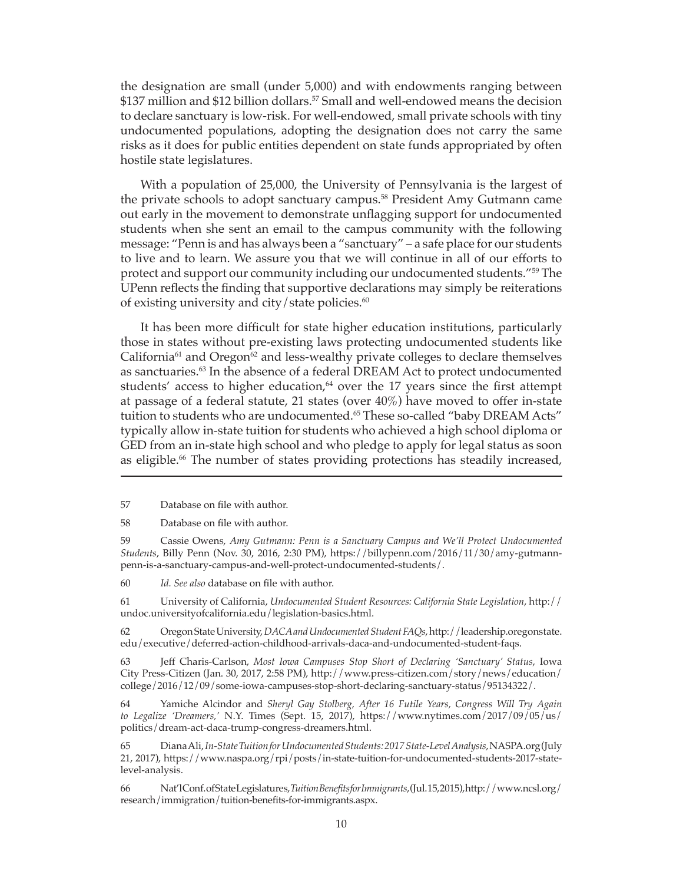the designation are small (under 5,000) and with endowments ranging between $137 million and $12 billion dollars.[57] Small and well-endowed means the decision to declare sanctuary is low-risk. For well-endowed, small private schools with tiny undocumented populations, adopting the designation does not carry the same risks as it does for public entities dependent on state funds appropriated by often hostile state legislatures.

With a population of 25,000, the University of Pennsylvania is the largest of the private schools to adopt sanctuary campus.[58] President Amy Gutmann came out early in the movement to demonstrate unflagging support for undocumented students when she sent an email to the campus community with the following message: "Penn is and has always been a "sanctuary" – a safe place for our students to live and to learn. We assure you that we will continue in all of our efforts to protect and support our community including our undocumented students."[59] The UPenn reflects the finding that supportive declarations may simply be reiterations of existing university and city/state policies.[60]

It has been more difficult for state higher education institutions, particularly those in states without pre-existing laws protecting undocumented students like California[61] and Oregon[62] and less-wealthy private colleges to declare themselves as sanctuaries.[63] In the absence of a federal DREAM Act to protect undocumented students' access to higher education,[64] over the 17 years since the first attempt at passage of a federal statute, 21 states (over 40%) have moved to offer in-state tuition to students who are undocumented.[65] These so-called "baby DREAM Acts" typically allow in-state tuition for students who achieved a high school diploma or GED from an in-state high school and who pledge to apply for legal status as soon as eligible.[66] The number of states providing protections has steadily increased,

---

57 Database on file with author.

58 Database on file with author.

59 Cassie Owens, *Amy Gutmann: Penn is a Sanctuary Campus and We'll Protect Undocumented Students*, Billy Penn (Nov. 30, 2016, 2:30 PM), https://billypenn.com/2016/11/30/amy-gutmann-penn-is-a-sanctuary-campus-and-well-protect-undocumented-students/.

60 *Id. See also* database on file with author.

61 University of California, *Undocumented Student Resources: California State Legislation*, http://undoc.universityofcalifornia.edu/legislation-basics.html.

62 Oregon State University, *DACA and Undocumented Student FAQs*, http://leadership.oregonstate.edu/executive/deferred-action-childhood-arrivals-daca-and-undocumented-student-faqs.

63 Jeff Charis-Carlson, *Most Iowa Campuses Stop Short of Declaring 'Sanctuary' Status*, Iowa City Press-Citizen (Jan. 30, 2017, 2:58 PM), http://www.press-citizen.com/story/news/education/college/2016/12/09/some-iowa-campuses-stop-short-declaring-sanctuary-status/95134322/.

64 Yamiche Alcindor and *Sheryl Gay Stolberg, After 16 Futile Years, Congress Will Try Again to Legalize 'Dreamers,'* N.Y. Times (Sept. 15, 2017), https://www.nytimes.com/2017/09/05/us/politics/dream-act-daca-trump-congress-dreamers.html.

65 Diana Ali, *In-State Tuition for Undocumented Students: 2017 State-Level Analysis*, NASPA.org (July 21, 2017), https://www.naspa.org/rpi/posts/in-state-tuition-for-undocumented-students-2017-state-level-analysis.

66 Nat'l Conf. of State Legislatures, *Tuition Benefits for Immigrants*, (Jul. 15, 2015), http://www.ncsl.org/research/immigration/tuition-benefits-for-immigrants.aspx.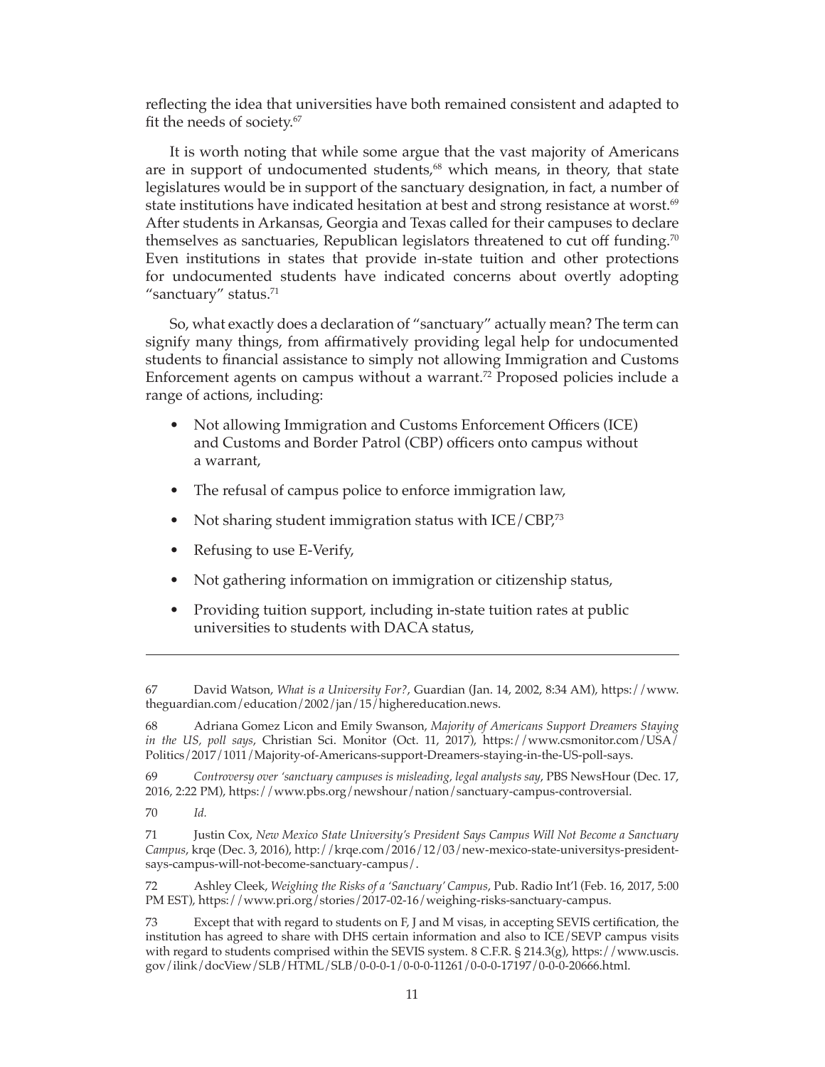reflecting the idea that universities have both remained consistent and adapted to fit the needs of society.[67]

It is worth noting that while some argue that the vast majority of Americans are in support of undocumented students,[68] which means, in theory, that state legislatures would be in support of the sanctuary designation, in fact, a number of state institutions have indicated hesitation at best and strong resistance at worst.[69] After students in Arkansas, Georgia and Texas called for their campuses to declare themselves as sanctuaries, Republican legislators threatened to cut off funding.[70] Even institutions in states that provide in-state tuition and other protections for undocumented students have indicated concerns about overtly adopting "sanctuary" status.[71]

So, what exactly does a declaration of "sanctuary" actually mean? The term can signify many things, from affirmatively providing legal help for undocumented students to financial assistance to simply not allowing Immigration and Customs Enforcement agents on campus without a warrant.[72] Proposed policies include a range of actions, including:

- Not allowing Immigration and Customs Enforcement Officers (ICE) and Customs and Border Patrol (CBP) officers onto campus without a warrant,
- The refusal of campus police to enforce immigration law,
- Not sharing student immigration status with ICE/CBP,[73]
- Refusing to use E-Verify,
- Not gathering information on immigration or citizenship status,
- Providing tuition support, including in-state tuition rates at public universities to students with DACA status,

---

67 David Watson, *What is a University For?*, Guardian (Jan. 14, 2002, 8:34 AM), https://www.theguardian.com/education/2002/jan/15/highereducation.news.

68 Adriana Gomez Licon and Emily Swanson, *Majority of Americans Support Dreamers Staying in the US, poll says*, Christian Sci. Monitor (Oct. 11, 2017), https://www.csmonitor.com/USA/Politics/2017/1011/Majority-of-Americans-support-Dreamers-staying-in-the-US-poll-says.

69 *Controversy over 'sanctuary campuses is misleading, legal analysts say*, PBS NewsHour (Dec. 17, 2016, 2:22 PM), https://www.pbs.org/newshour/nation/sanctuary-campus-controversial.

70 *Id.*

71 Justin Cox, *New Mexico State University's President Says Campus Will Not Become a Sanctuary Campus*, krqe (Dec. 3, 2016), http://krqe.com/2016/12/03/new-mexico-state-universitys-president-says-campus-will-not-become-sanctuary-campus/.

72 Ashley Cleek, *Weighing the Risks of a 'Sanctuary' Campus*, Pub. Radio Int'l (Feb. 16, 2017, 5:00 PM EST), https://www.pri.org/stories/2017-02-16/weighing-risks-sanctuary-campus.

73 Except that with regard to students on F, J and M visas, in accepting SEVIS certification, the institution has agreed to share with DHS certain information and also to ICE/SEVP campus visits with regard to students comprised within the SEVIS system. 8 C.F.R. § 214.3(g), https://www.uscis.gov/ilink/docView/SLB/HTML/SLB/0-0-0-1/0-0-0-11261/0-0-0-17197/0-0-0-20666.html.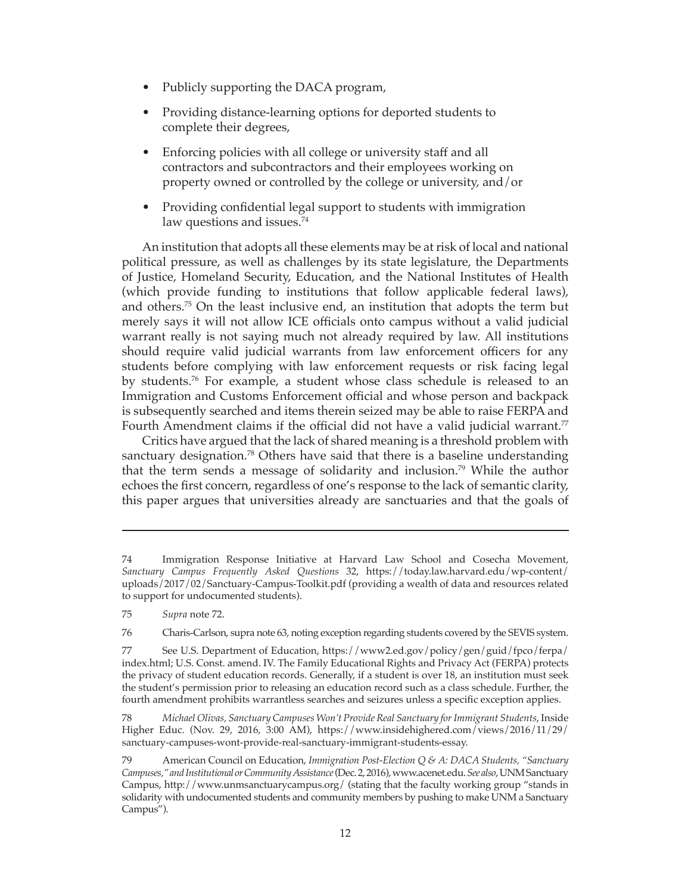- Publicly supporting the DACA program,
- Providing distance-learning options for deported students to complete their degrees,
- Enforcing policies with all college or university staff and all contractors and subcontractors and their employees working on property owned or controlled by the college or university, and/or
- Providing confidential legal support to students with immigration law questions and issues.[74]

An institution that adopts all these elements may be at risk of local and national political pressure, as well as challenges by its state legislature, the Departments of Justice, Homeland Security, Education, and the National Institutes of Health (which provide funding to institutions that follow applicable federal laws), and others.[75] On the least inclusive end, an institution that adopts the term but merely says it will not allow ICE officials onto campus without a valid judicial warrant really is not saying much not already required by law. All institutions should require valid judicial warrants from law enforcement officers for any students before complying with law enforcement requests or risk facing legal by students.[76] For example, a student whose class schedule is released to an Immigration and Customs Enforcement official and whose person and backpack is subsequently searched and items therein seized may be able to raise FERPA and Fourth Amendment claims if the official did not have a valid judicial warrant.[77]

Critics have argued that the lack of shared meaning is a threshold problem with sanctuary designation.[78] Others have said that there is a baseline understanding that the term sends a message of solidarity and inclusion.[79] While the author echoes the first concern, regardless of one's response to the lack of semantic clarity, this paper argues that universities already are sanctuaries and that the goals of

---

74 Immigration Response Initiative at Harvard Law School and Cosecha Movement, *Sanctuary Campus Frequently Asked Questions* 32, https://today.law.harvard.edu/wp-content/uploads/2017/02/Sanctuary-Campus-Toolkit.pdf (providing a wealth of data and resources related to support for undocumented students).

75 *Supra* note 72.

76 Charis-Carlson, supra note 63, noting exception regarding students covered by the SEVIS system.

77 See U.S. Department of Education, https://www2.ed.gov/policy/gen/guid/fpco/ferpa/index.html; U.S. Const. amend. IV. The Family Educational Rights and Privacy Act (FERPA) protects the privacy of student education records. Generally, if a student is over 18, an institution must seek the student's permission prior to releasing an education record such as a class schedule. Further, the fourth amendment prohibits warrantless searches and seizures unless a specific exception applies.

78 *Michael Olivas, Sanctuary Campuses Won't Provide Real Sanctuary for Immigrant Students*, Inside Higher Educ. (Nov. 29, 2016, 3:00 AM), https://www.insidehighered.com/views/2016/11/29/sanctuary-campuses-wont-provide-real-sanctuary-immigrant-students-essay.

79 American Council on Education, *Immigration Post-Election Q & A: DACA Students, "Sanctuary Campuses," and Institutional or Community Assistance* (Dec. 2, 2016), www.acenet.edu. *See also*, UNM Sanctuary Campus, http://www.unmsanctuarycampus.org/ (stating that the faculty working group "stands in solidarity with undocumented students and community members by pushing to make UNM a Sanctuary Campus").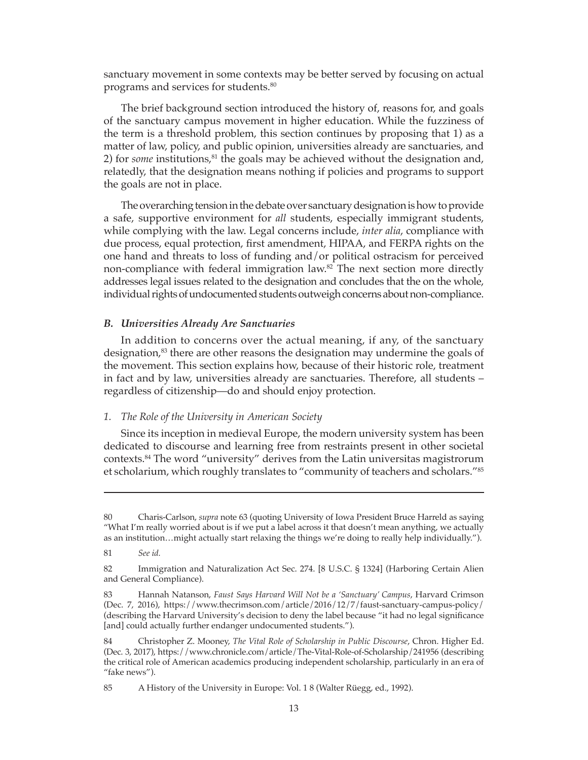sanctuary movement in some contexts may be better served by focusing on actual programs and services for students.[80]

The brief background section introduced the history of, reasons for, and goals of the sanctuary campus movement in higher education. While the fuzziness of the term is a threshold problem, this section continues by proposing that 1) as a matter of law, policy, and public opinion, universities already are sanctuaries, and 2) for *some* institutions,[81] the goals may be achieved without the designation and, relatedly, that the designation means nothing if policies and programs to support the goals are not in place.

The overarching tension in the debate over sanctuary designation is how to provide a safe, supportive environment for *all* students, especially immigrant students, while complying with the law. Legal concerns include, *inter alia*, compliance with due process, equal protection, first amendment, HIPAA, and FERPA rights on the one hand and threats to loss of funding and/or political ostracism for perceived non-compliance with federal immigration law.[82] The next section more directly addresses legal issues related to the designation and concludes that the on the whole, individual rights of undocumented students outweigh concerns about non-compliance.

### *B. Universities Already Are Sanctuaries*

In addition to concerns over the actual meaning, if any, of the sanctuary designation,[83] there are other reasons the designation may undermine the goals of the movement. This section explains how, because of their historic role, treatment in fact and by law, universities already are sanctuaries. Therefore, all students – regardless of citizenship—do and should enjoy protection.

#### *1. The Role of the University in American Society*

Since its inception in medieval Europe, the modern university system has been dedicated to discourse and learning free from restraints present in other societal contexts.[84] The word "university" derives from the Latin universitas magistrorum et scholarium, which roughly translates to "community of teachers and scholars."[85]

---

80 Charis-Carlson, *supra* note 63 (quoting University of Iowa President Bruce Harreld as saying "What I'm really worried about is if we put a label across it that doesn't mean anything, we actually as an institution…might actually start relaxing the things we're doing to really help individually.").

81 *See id.*

82 Immigration and Naturalization Act Sec. 274. [8 U.S.C. § 1324] (Harboring Certain Alien and General Compliance).

83 Hannah Natanson, *Faust Says Harvard Will Not be a 'Sanctuary' Campus*, Harvard Crimson (Dec. 7, 2016), https://www.thecrimson.com/article/2016/12/7/faust-sanctuary-campus-policy/ (describing the Harvard University's decision to deny the label because "it had no legal significance [and] could actually further endanger undocumented students.").

84 Christopher Z. Mooney, *The Vital Role of Scholarship in Public Discourse*, Chron. Higher Ed. (Dec. 3, 2017), https://www.chronicle.com/article/The-Vital-Role-of-Scholarship/241956 (describing the critical role of American academics producing independent scholarship, particularly in an era of "fake news").

85 A History of the University in Europe: Vol. 1 8 (Walter Rüegg, ed., 1992).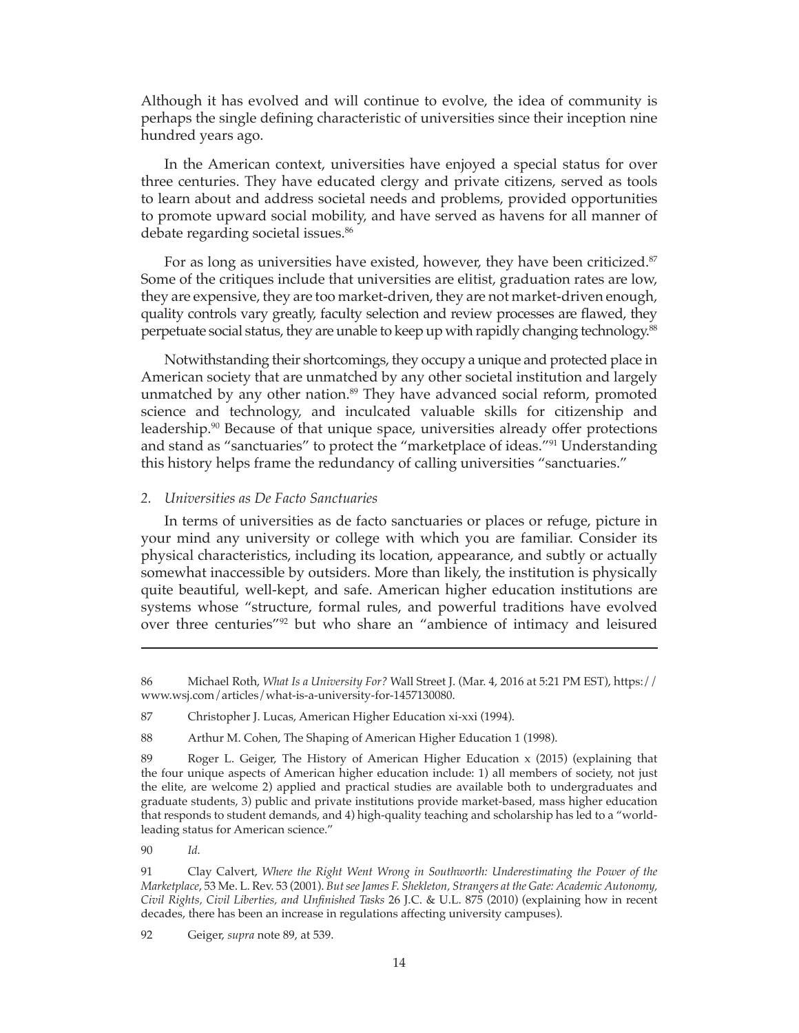Although it has evolved and will continue to evolve, the idea of community is perhaps the single defining characteristic of universities since their inception nine hundred years ago.

In the American context, universities have enjoyed a special status for over three centuries. They have educated clergy and private citizens, served as tools to learn about and address societal needs and problems, provided opportunities to promote upward social mobility, and have served as havens for all manner of debate regarding societal issues.[86]

For as long as universities have existed, however, they have been criticized.[87] Some of the critiques include that universities are elitist, graduation rates are low, they are expensive, they are too market-driven, they are not market-driven enough, quality controls vary greatly, faculty selection and review processes are flawed, they perpetuate social status, they are unable to keep up with rapidly changing technology.[88]

Notwithstanding their shortcomings, they occupy a unique and protected place in American society that are unmatched by any other societal institution and largely unmatched by any other nation.[89] They have advanced social reform, promoted science and technology, and inculcated valuable skills for citizenship and leadership.[90] Because of that unique space, universities already offer protections and stand as "sanctuaries" to protect the "marketplace of ideas."[91] Understanding this history helps frame the redundancy of calling universities "sanctuaries."

### *2. Universities as De Facto Sanctuaries*

In terms of universities as de facto sanctuaries or places or refuge, picture in your mind any university or college with which you are familiar. Consider its physical characteristics, including its location, appearance, and subtly or actually somewhat inaccessible by outsiders. More than likely, the institution is physically quite beautiful, well-kept, and safe. American higher education institutions are systems whose "structure, formal rules, and powerful traditions have evolved over three centuries"[92] but who share an "ambience of intimacy and leisured

---

86 Michael Roth, *What Is a University For?* Wall Street J. (Mar. 4, 2016 at 5:21 PM EST), https://www.wsj.com/articles/what-is-a-university-for-1457130080.

87 Christopher J. Lucas, American Higher Education xi-xxi (1994).

88 Arthur M. Cohen, The Shaping of American Higher Education 1 (1998).

89 Roger L. Geiger, The History of American Higher Education x (2015) (explaining that the four unique aspects of American higher education include: 1) all members of society, not just the elite, are welcome 2) applied and practical studies are available both to undergraduates and graduate students, 3) public and private institutions provide market-based, mass higher education that responds to student demands, and 4) high-quality teaching and scholarship has led to a "world-leading status for American science."

90 *Id.*

91 Clay Calvert, *Where the Right Went Wrong in Southworth: Underestimating the Power of the Marketplace*, 53 Me. L. Rev. 53 (2001). *But see James F. Shekleton, Strangers at the Gate: Academic Autonomy, Civil Rights, Civil Liberties, and Unfinished Tasks* 26 J.C. & U.L. 875 (2010) (explaining how in recent decades, there has been an increase in regulations affecting university campuses).

92 Geiger, *supra* note 89, at 539.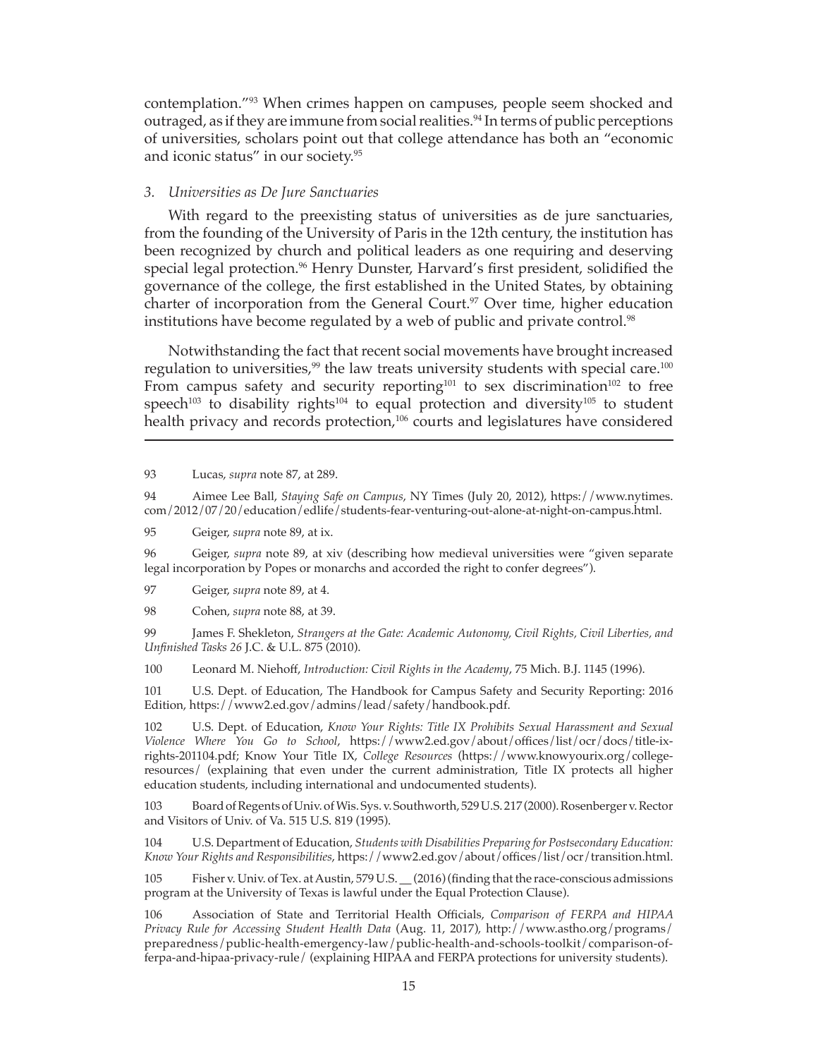contemplation."[93] When crimes happen on campuses, people seem shocked and outraged, as if they are immune from social realities.[94] In terms of public perceptions of universities, scholars point out that college attendance has both an "economic and iconic status" in our society.[95]

### *3. Universities as De Jure Sanctuaries*

With regard to the preexisting status of universities as de jure sanctuaries, from the founding of the University of Paris in the 12th century, the institution has been recognized by church and political leaders as one requiring and deserving special legal protection.[96] Henry Dunster, Harvard's first president, solidified the governance of the college, the first established in the United States, by obtaining charter of incorporation from the General Court.[97] Over time, higher education institutions have become regulated by a web of public and private control.[98]

Notwithstanding the fact that recent social movements have brought increased regulation to universities,[99] the law treats university students with special care.[100] From campus safety and security reporting[101] to sex discrimination[102] to free speech[103] to disability rights[104] to equal protection and diversity[105] to student health privacy and records protection,[106] courts and legislatures have considered

---

93 Lucas, *supra* note 87, at 289.

94 Aimee Lee Ball, *Staying Safe on Campus*, NY Times (July 20, 2012), https://www.nytimes.com/2012/07/20/education/edlife/students-fear-venturing-out-alone-at-night-on-campus.html.

95 Geiger, *supra* note 89, at ix.

96 Geiger, *supra* note 89, at xiv (describing how medieval universities were "given separate legal incorporation by Popes or monarchs and accorded the right to confer degrees").

97 Geiger, *supra* note 89, at 4.

98 Cohen, *supra* note 88, at 39.

99 James F. Shekleton, *Strangers at the Gate: Academic Autonomy, Civil Rights, Civil Liberties, and Unfinished Tasks 26* J.C. & U.L. 875 (2010).

100 Leonard M. Niehoff, *Introduction: Civil Rights in the Academy*, 75 Mich. B.J. 1145 (1996).

101 U.S. Dept. of Education, The Handbook for Campus Safety and Security Reporting: 2016 Edition, https://www2.ed.gov/admins/lead/safety/handbook.pdf.

102 U.S. Dept. of Education, *Know Your Rights: Title IX Prohibits Sexual Harassment and Sexual Violence Where You Go to School*, https://www2.ed.gov/about/offices/list/ocr/docs/title-ix-rights-201104.pdf; Know Your Title IX, *College Resources* (https://www.knowyourix.org/college-resources/ (explaining that even under the current administration, Title IX protects all higher education students, including international and undocumented students).

103 Board of Regents of Univ. of Wis. Sys. v. Southworth, 529 U.S. 217 (2000). Rosenberger v. Rector and Visitors of Univ. of Va. 515 U.S. 819 (1995).

104 U.S. Department of Education, *Students with Disabilities Preparing for Postsecondary Education: Know Your Rights and Responsibilities*, https://www2.ed.gov/about/offices/list/ocr/transition.html.

105 Fisher v. Univ. of Tex. at Austin, 579 U.S. __ (2016) (finding that the race-conscious admissions program at the University of Texas is lawful under the Equal Protection Clause).

106 Association of State and Territorial Health Officials, *Comparison of FERPA and HIPAA Privacy Rule for Accessing Student Health Data* (Aug. 11, 2017), http://www.astho.org/programs/preparedness/public-health-emergency-law/public-health-and-schools-toolkit/comparison-of-ferpa-and-hipaa-privacy-rule/ (explaining HIPAA and FERPA protections for university students).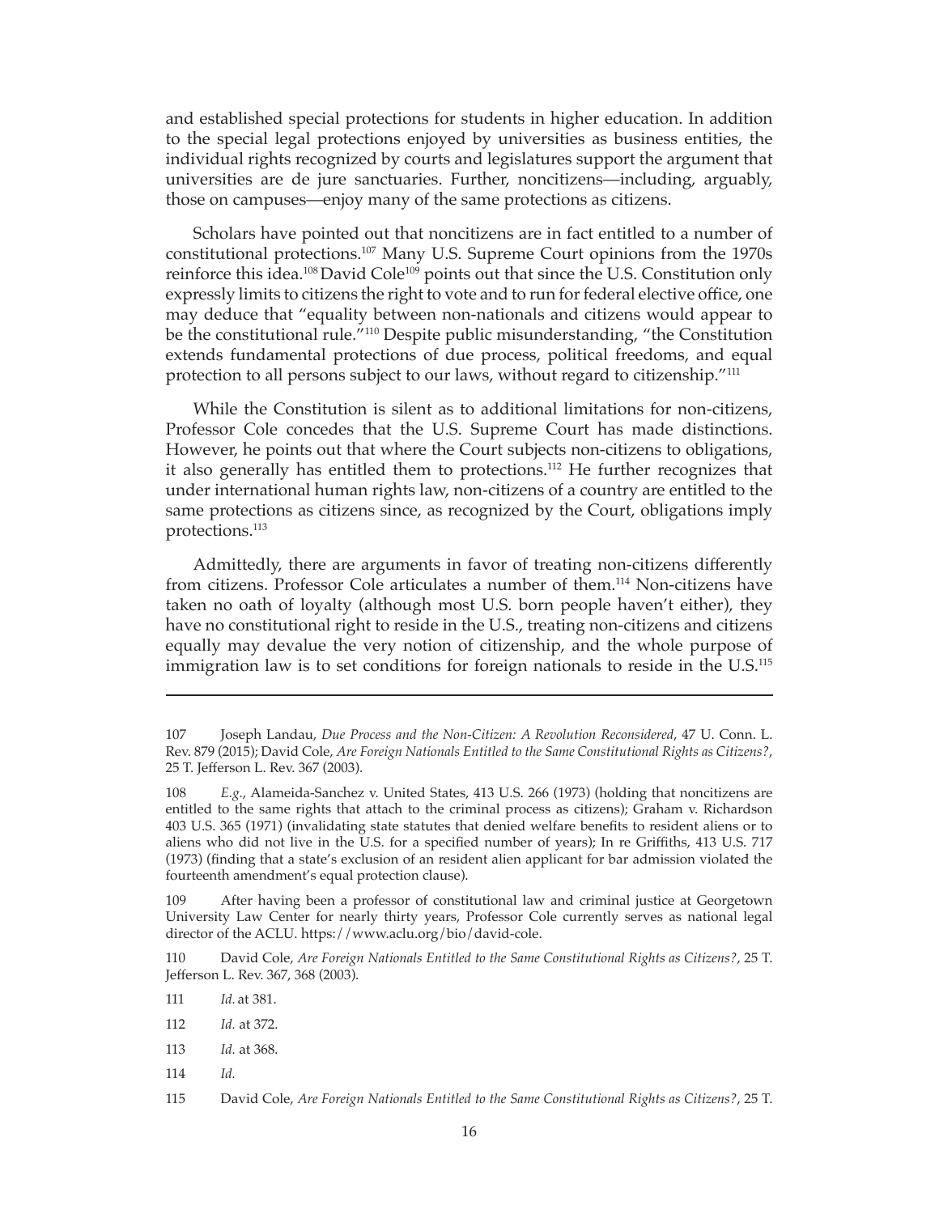and established special protections for students in higher education. In addition to the special legal protections enjoyed by universities as business entities, the individual rights recognized by courts and legislatures support the argument that universities are de jure sanctuaries. Further, noncitizens—including, arguably, those on campuses—enjoy many of the same protections as citizens.

Scholars have pointed out that noncitizens are in fact entitled to a number of constitutional protections.[107] Many U.S. Supreme Court opinions from the 1970s reinforce this idea.[108] David Cole[109] points out that since the U.S. Constitution only expressly limits to citizens the right to vote and to run for federal elective office, one may deduce that "equality between non-nationals and citizens would appear to be the constitutional rule."[110] Despite public misunderstanding, "the Constitution extends fundamental protections of due process, political freedoms, and equal protection to all persons subject to our laws, without regard to citizenship."[111]

While the Constitution is silent as to additional limitations for non-citizens, Professor Cole concedes that the U.S. Supreme Court has made distinctions. However, he points out that where the Court subjects non-citizens to obligations, it also generally has entitled them to protections.[112] He further recognizes that under international human rights law, non-citizens of a country are entitled to the same protections as citizens since, as recognized by the Court, obligations imply protections.[113]

Admittedly, there are arguments in favor of treating non-citizens differently from citizens. Professor Cole articulates a number of them.[114] Non-citizens have taken no oath of loyalty (although most U.S. born people haven't either), they have no constitutional right to reside in the U.S., treating non-citizens and citizens equally may devalue the very notion of citizenship, and the whole purpose of immigration law is to set conditions for foreign nationals to reside in the U.S.[115]

---

107 Joseph Landau, *Due Process and the Non-Citizen: A Revolution Reconsidered*, 47 U. Conn. L. Rev. 879 (2015); David Cole, *Are Foreign Nationals Entitled to the Same Constitutional Rights as Citizens?*, 25 T. Jefferson L. Rev. 367 (2003).

108 *E.g.*, Alameida-Sanchez v. United States, 413 U.S. 266 (1973) (holding that noncitizens are entitled to the same rights that attach to the criminal process as citizens); Graham v. Richardson 403 U.S. 365 (1971) (invalidating state statutes that denied welfare benefits to resident aliens or to aliens who did not live in the U.S. for a specified number of years); In re Griffiths, 413 U.S. 717 (1973) (finding that a state's exclusion of an resident alien applicant for bar admission violated the fourteenth amendment's equal protection clause).

109 After having been a professor of constitutional law and criminal justice at Georgetown University Law Center for nearly thirty years, Professor Cole currently serves as national legal director of the ACLU. https://www.aclu.org/bio/david-cole.

110 David Cole, *Are Foreign Nationals Entitled to the Same Constitutional Rights as Citizens?*, 25 T. Jefferson L. Rev. 367, 368 (2003).

111 *Id.* at 381.

112 *Id.* at 372.

113 *Id.* at 368.

114 *Id.*

115 David Cole, *Are Foreign Nationals Entitled to the Same Constitutional Rights as Citizens?*, 25 T.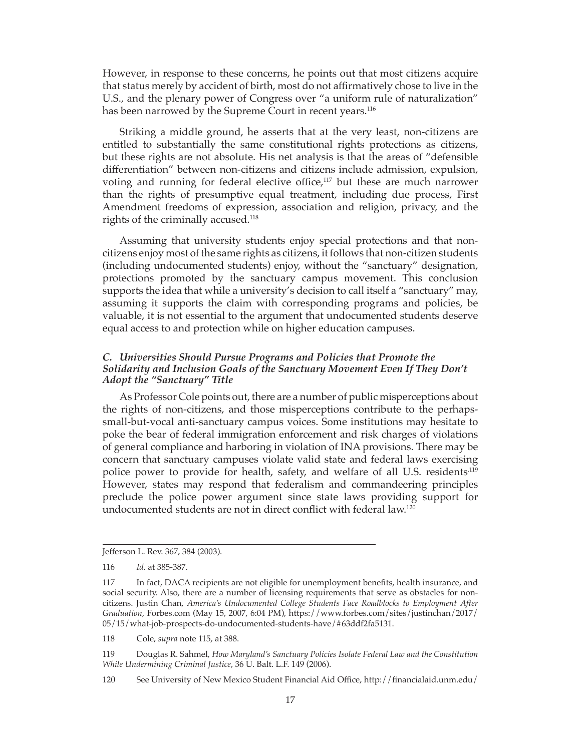However, in response to these concerns, he points out that most citizens acquire that status merely by accident of birth, most do not affirmatively chose to live in the U.S., and the plenary power of Congress over "a uniform rule of naturalization" has been narrowed by the Supreme Court in recent years.[116]

Striking a middle ground, he asserts that at the very least, non-citizens are entitled to substantially the same constitutional rights protections as citizens, but these rights are not absolute. His net analysis is that the areas of "defensible differentiation" between non-citizens and citizens include admission, expulsion, voting and running for federal elective office,[117] but these are much narrower than the rights of presumptive equal treatment, including due process, First Amendment freedoms of expression, association and religion, privacy, and the rights of the criminally accused.[118]

Assuming that university students enjoy special protections and that non-citizens enjoy most of the same rights as citizens, it follows that non-citizen students (including undocumented students) enjoy, without the "sanctuary" designation, protections promoted by the sanctuary campus movement. This conclusion supports the idea that while a university's decision to call itself a "sanctuary" may, assuming it supports the claim with corresponding programs and policies, be valuable, it is not essential to the argument that undocumented students deserve equal access to and protection while on higher education campuses.

### *C. Universities Should Pursue Programs and Policies that Promote the Solidarity and Inclusion Goals of the Sanctuary Movement Even If They Don't Adopt the "Sanctuary" Title*

As Professor Cole points out, there are a number of public misperceptions about the rights of non-citizens, and those misperceptions contribute to the perhaps-small-but-vocal anti-sanctuary campus voices. Some institutions may hesitate to poke the bear of federal immigration enforcement and risk charges of violations of general compliance and harboring in violation of INA provisions. There may be concern that sanctuary campuses violate valid state and federal laws exercising police power to provide for health, safety, and welfare of all U.S. residents.[119] However, states may respond that federalism and commandeering principles preclude the police power argument since state laws providing support for undocumented students are not in direct conflict with federal law.[120]

---

Jefferson L. Rev. 367, 384 (2003).

116 *Id.* at 385-387.

117 In fact, DACA recipients are not eligible for unemployment benefits, health insurance, and social security. Also, there are a number of licensing requirements that serve as obstacles for non-citizens. Justin Chan, *America's Undocumented College Students Face Roadblocks to Employment After Graduation*, Forbes.com (May 15, 2007, 6:04 PM), https://www.forbes.com/sites/justinchan/2017/05/15/what-job-prospects-do-undocumented-students-have/#63ddf2fa5131.

118 Cole, *supra* note 115, at 388.

119 Douglas R. Sahmel, *How Maryland's Sanctuary Policies Isolate Federal Law and the Constitution While Undermining Criminal Justice*, 36 U. Balt. L.F. 149 (2006).

120 See University of New Mexico Student Financial Aid Office, http://financialaid.unm.edu/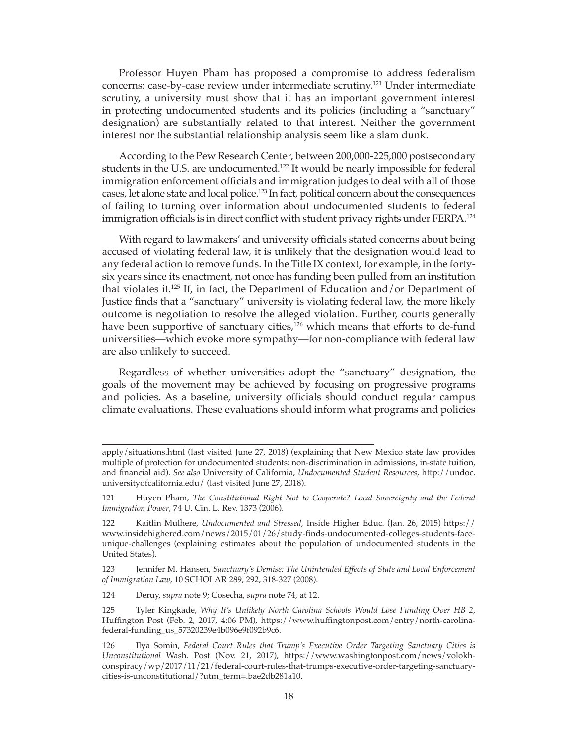Professor Huyen Pham has proposed a compromise to address federalism concerns: case-by-case review under intermediate scrutiny.[121] Under intermediate scrutiny, a university must show that it has an important government interest in protecting undocumented students and its policies (including a "sanctuary" designation) are substantially related to that interest. Neither the government interest nor the substantial relationship analysis seem like a slam dunk.

According to the Pew Research Center, between 200,000-225,000 postsecondary students in the U.S. are undocumented.[122] It would be nearly impossible for federal immigration enforcement officials and immigration judges to deal with all of those cases, let alone state and local police.[123] In fact, political concern about the consequences of failing to turning over information about undocumented students to federal immigration officials is in direct conflict with student privacy rights under FERPA.[124]

With regard to lawmakers' and university officials stated concerns about being accused of violating federal law, it is unlikely that the designation would lead to any federal action to remove funds. In the Title IX context, for example, in the forty-six years since its enactment, not once has funding been pulled from an institution that violates it.[125] If, in fact, the Department of Education and/or Department of Justice finds that a "sanctuary" university is violating federal law, the more likely outcome is negotiation to resolve the alleged violation. Further, courts generally have been supportive of sanctuary cities,[126] which means that efforts to de-fund universities—which evoke more sympathy—for non-compliance with federal law are also unlikely to succeed.

Regardless of whether universities adopt the "sanctuary" designation, the goals of the movement may be achieved by focusing on progressive programs and policies. As a baseline, university officials should conduct regular campus climate evaluations. These evaluations should inform what programs and policies

---

apply/situations.html (last visited June 27, 2018) (explaining that New Mexico state law provides multiple of protection for undocumented students: non-discrimination in admissions, in-state tuition, and financial aid). *See also* University of California, *Undocumented Student Resources*, http://undoc.universityofcalifornia.edu/ (last visited June 27, 2018).

121 Huyen Pham, *The Constitutional Right Not to Cooperate? Local Sovereignty and the Federal Immigration Power*, 74 U. Cin. L. Rev. 1373 (2006).

122 Kaitlin Mulhere, *Undocumented and Stressed*, Inside Higher Educ. (Jan. 26, 2015) https://www.insidehighered.com/news/2015/01/26/study-finds-undocumented-colleges-students-face-unique-challenges (explaining estimates about the population of undocumented students in the United States).

123 Jennifer M. Hansen, *Sanctuary's Demise: The Unintended Effects of State and Local Enforcement of Immigration Law*, 10 SCHOLAR 289, 292, 318-327 (2008).

124 Deruy, *supra* note 9; Cosecha, *supra* note 74, at 12.

125 Tyler Kingkade, *Why It's Unlikely North Carolina Schools Would Lose Funding Over HB 2*, Huffington Post (Feb. 2, 2017, 4:06 PM), https://www.huffingtonpost.com/entry/north-carolina-federal-funding_us_57320239e4b096e9f092b9c6.

126 Ilya Somin, *Federal Court Rules that Trump's Executive Order Targeting Sanctuary Cities is Unconstitutional* Wash. Post (Nov. 21, 2017), https://www.washingtonpost.com/news/volokh-conspiracy/wp/2017/11/21/federal-court-rules-that-trumps-executive-order-targeting-sanctuary-cities-is-unconstitutional/?utm_term=.bae2db281a10.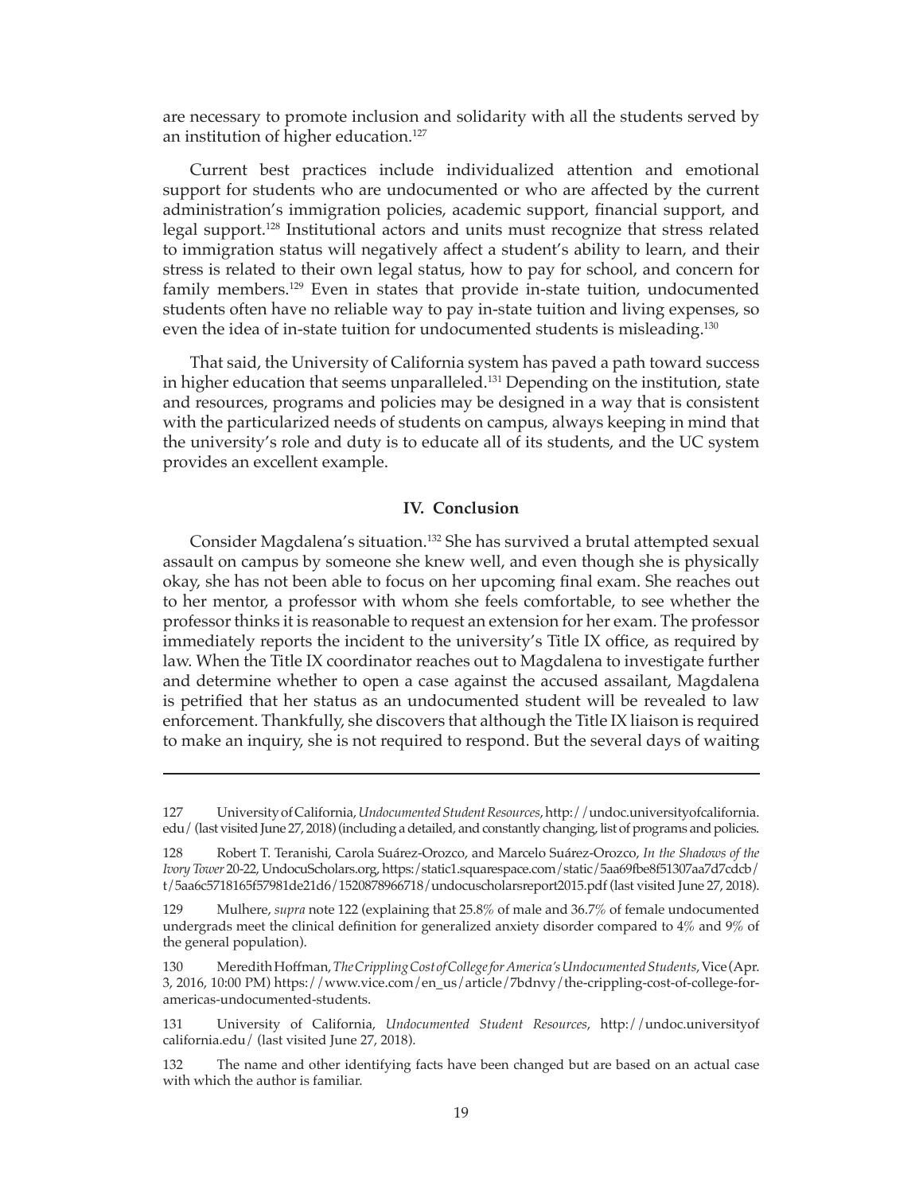are necessary to promote inclusion and solidarity with all the students served by an institution of higher education.[127]

Current best practices include individualized attention and emotional support for students who are undocumented or who are affected by the current administration's immigration policies, academic support, financial support, and legal support.[128] Institutional actors and units must recognize that stress related to immigration status will negatively affect a student's ability to learn, and their stress is related to their own legal status, how to pay for school, and concern for family members.[129] Even in states that provide in-state tuition, undocumented students often have no reliable way to pay in-state tuition and living expenses, so even the idea of in-state tuition for undocumented students is misleading.[130]

That said, the University of California system has paved a path toward success in higher education that seems unparalleled.[131] Depending on the institution, state and resources, programs and policies may be designed in a way that is consistent with the particularized needs of students on campus, always keeping in mind that the university's role and duty is to educate all of its students, and the UC system provides an excellent example.

## IV. Conclusion

Consider Magdalena's situation.[132] She has survived a brutal attempted sexual assault on campus by someone she knew well, and even though she is physically okay, she has not been able to focus on her upcoming final exam. She reaches out to her mentor, a professor with whom she feels comfortable, to see whether the professor thinks it is reasonable to request an extension for her exam. The professor immediately reports the incident to the university's Title IX office, as required by law. When the Title IX coordinator reaches out to Magdalena to investigate further and determine whether to open a case against the accused assailant, Magdalena is petrified that her status as an undocumented student will be revealed to law enforcement. Thankfully, she discovers that although the Title IX liaison is required to make an inquiry, she is not required to respond. But the several days of waiting

---

127 University of California, *Undocumented Student Resources*, http://undoc.universityofcalifornia.edu/ (last visited June 27, 2018) (including a detailed, and constantly changing, list of programs and policies.

128 Robert T. Teranishi, Carola Suárez-Orozco, and Marcelo Suárez-Orozco, *In the Shadows of the Ivory Tower* 20-22, UndocuScholars.org, https:/static1.squarespace.com/static/5aa69fbe8f51307aa7d7cdcb/t/5aa6c5718165f57981de21d6/1520878966718/undocuscholarsreport2015.pdf (last visited June 27, 2018).

129 Mulhere, *supra* note 122 (explaining that 25.8% of male and 36.7% of female undocumented undergrads meet the clinical definition for generalized anxiety disorder compared to 4% and 9% of the general population).

130 Meredith Hoffman, *The Crippling Cost of College for America's Undocumented Students*, Vice (Apr. 3, 2016, 10:00 PM) https://www.vice.com/en_us/article/7bdnvy/the-crippling-cost-of-college-for-americas-undocumented-students.

131 University of California, *Undocumented Student Resources*, http://undoc.universityofcalifornia.edu/ (last visited June 27, 2018).

132 The name and other identifying facts have been changed but are based on an actual case with which the author is familiar.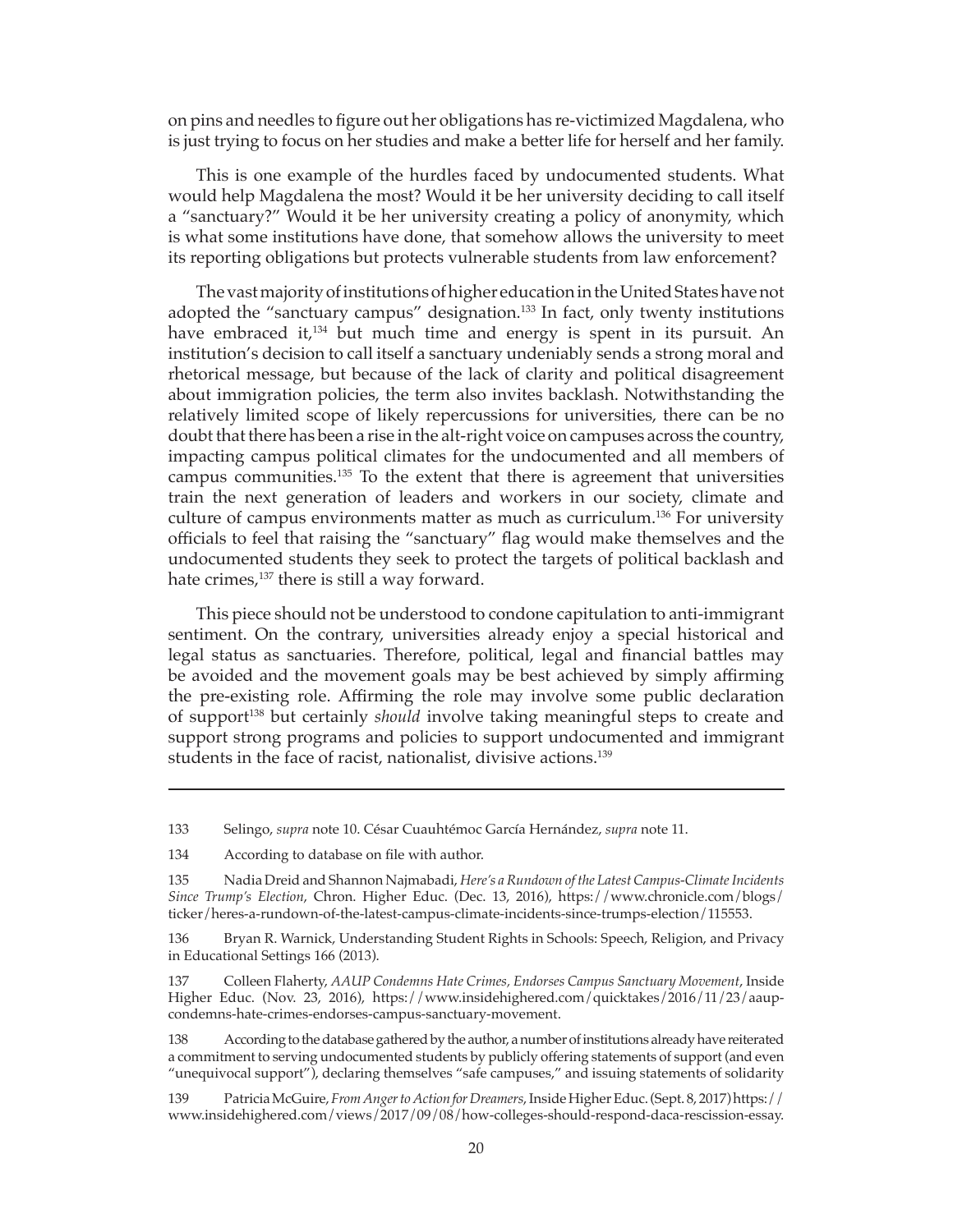on pins and needles to figure out her obligations has re-victimized Magdalena, who is just trying to focus on her studies and make a better life for herself and her family.

This is one example of the hurdles faced by undocumented students. What would help Magdalena the most? Would it be her university deciding to call itself a "sanctuary?" Would it be her university creating a policy of anonymity, which is what some institutions have done, that somehow allows the university to meet its reporting obligations but protects vulnerable students from law enforcement?

The vast majority of institutions of higher education in the United States have not adopted the "sanctuary campus" designation.[133] In fact, only twenty institutions have embraced it,[134] but much time and energy is spent in its pursuit. An institution's decision to call itself a sanctuary undeniably sends a strong moral and rhetorical message, but because of the lack of clarity and political disagreement about immigration policies, the term also invites backlash. Notwithstanding the relatively limited scope of likely repercussions for universities, there can be no doubt that there has been a rise in the alt-right voice on campuses across the country, impacting campus political climates for the undocumented and all members of campus communities.[135] To the extent that there is agreement that universities train the next generation of leaders and workers in our society, climate and culture of campus environments matter as much as curriculum.[136] For university officials to feel that raising the "sanctuary" flag would make themselves and the undocumented students they seek to protect the targets of political backlash and hate crimes,[137] there is still a way forward.

This piece should not be understood to condone capitulation to anti-immigrant sentiment. On the contrary, universities already enjoy a special historical and legal status as sanctuaries. Therefore, political, legal and financial battles may be avoided and the movement goals may be best achieved by simply affirming the pre-existing role. Affirming the role may involve some public declaration of support[138] but certainly *should* involve taking meaningful steps to create and support strong programs and policies to support undocumented and immigrant students in the face of racist, nationalist, divisive actions.[139]

---

133 Selingo, *supra* note 10. César Cuauhtémoc García Hernández, *supra* note 11.

134 According to database on file with author.

135 Nadia Dreid and Shannon Najmabadi, *Here's a Rundown of the Latest Campus-Climate Incidents Since Trump's Election*, Chron. Higher Educ. (Dec. 13, 2016), https://www.chronicle.com/blogs/ticker/heres-a-rundown-of-the-latest-campus-climate-incidents-since-trumps-election/115553.

136 Bryan R. Warnick, Understanding Student Rights in Schools: Speech, Religion, and Privacy in Educational Settings 166 (2013).

137 Colleen Flaherty, *AAUP Condemns Hate Crimes, Endorses Campus Sanctuary Movement*, Inside Higher Educ. (Nov. 23, 2016), https://www.insidehighered.com/quicktakes/2016/11/23/aaup-condemns-hate-crimes-endorses-campus-sanctuary-movement.

138 According to the database gathered by the author, a number of institutions already have reiterated a commitment to serving undocumented students by publicly offering statements of support (and even "unequivocal support"), declaring themselves "safe campuses," and issuing statements of solidarity

139 Patricia McGuire, *From Anger to Action for Dreamers*, Inside Higher Educ. (Sept. 8, 2017) https://www.insidehighered.com/views/2017/09/08/how-colleges-should-respond-daca-rescission-essay.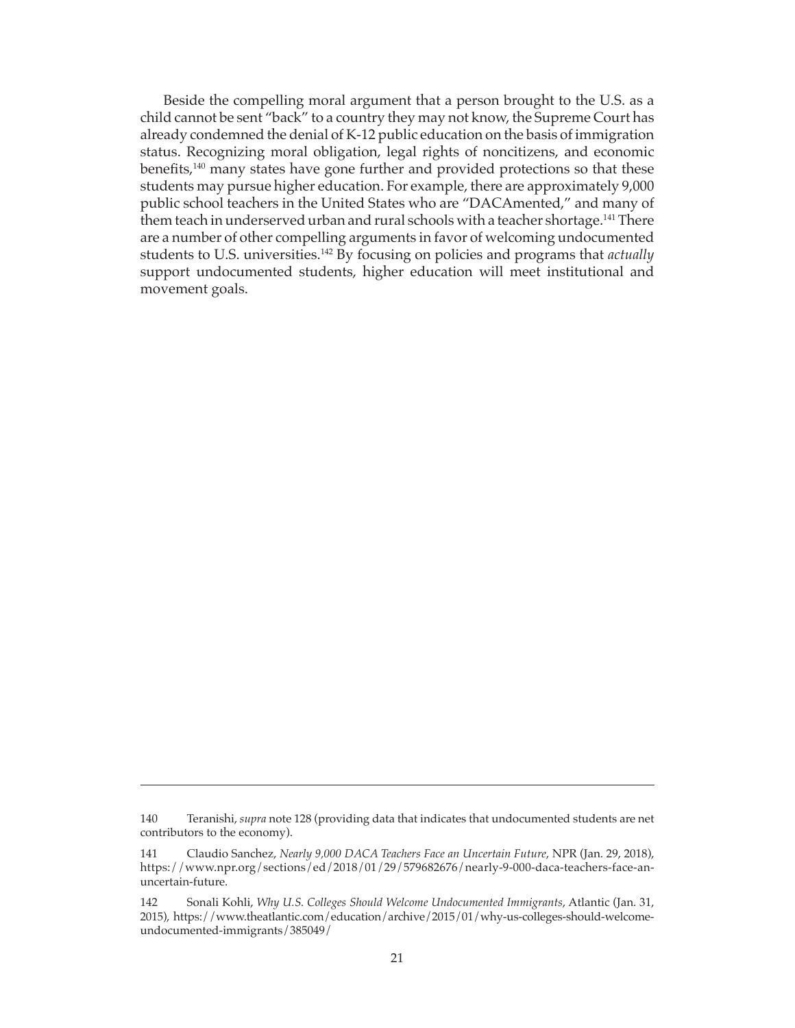Beside the compelling moral argument that a person brought to the U.S. as a child cannot be sent "back" to a country they may not know, the Supreme Court has already condemned the denial of K-12 public education on the basis of immigration status. Recognizing moral obligation, legal rights of noncitizens, and economic benefits,[140] many states have gone further and provided protections so that these students may pursue higher education. For example, there are approximately 9,000 public school teachers in the United States who are "DACAmented," and many of them teach in underserved urban and rural schools with a teacher shortage.[141] There are a number of other compelling arguments in favor of welcoming undocumented students to U.S. universities.[142] By focusing on policies and programs that *actually* support undocumented students, higher education will meet institutional and movement goals.

---

140 Teranishi, *supra* note 128 (providing data that indicates that undocumented students are net contributors to the economy).

141 Claudio Sanchez, *Nearly 9,000 DACA Teachers Face an Uncertain Future*, NPR (Jan. 29, 2018), https://www.npr.org/sections/ed/2018/01/29/579682676/nearly-9-000-daca-teachers-face-an-uncertain-future.

142 Sonali Kohli, *Why U.S. Colleges Should Welcome Undocumented Immigrants*, Atlantic (Jan. 31, 2015), https://www.theatlantic.com/education/archive/2015/01/why-us-colleges-should-welcome-undocumented-immigrants/385049/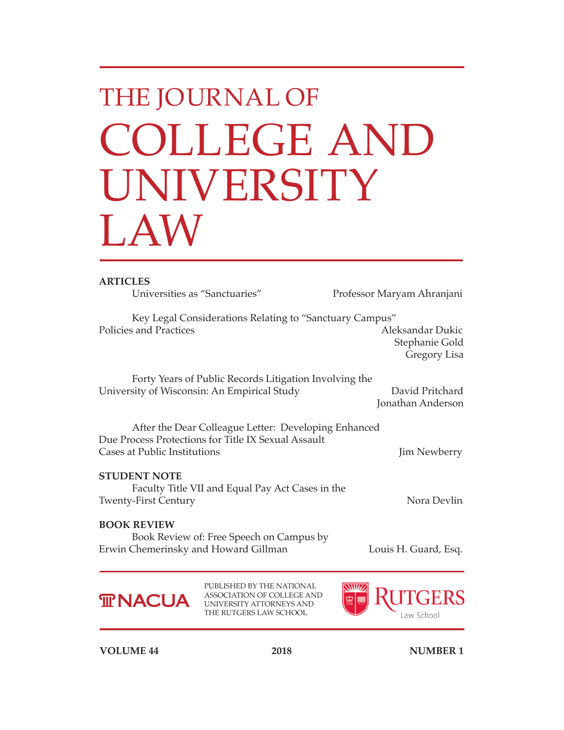# THE JOURNAL OF COLLEGE AND UNIVERSITY LAW

**ARTICLES**

Universities as "Sanctuaries" — Professor Maryam Ahranjani

Key Legal Considerations Relating to "Sanctuary Campus" Policies and Practices — Aleksandar Dukic, Stephanie Gold, Gregory Lisa

Forty Years of Public Records Litigation Involving the University of Wisconsin: An Empirical Study — David Pritchard, Jonathan Anderson

After the Dear Colleague Letter: Developing Enhanced Due Process Protections for Title IX Sexual Assault Cases at Public Institutions — Jim Newberry

**STUDENT NOTE**

Faculty Title VII and Equal Pay Act Cases in the Twenty-First Century — Nora Devlin

**BOOK REVIEW**

Book Review of: Free Speech on Campus by Erwin Chemerinsky and Howard Gillman — Louis H. Guard, Esq.

NACUA

PUBLISHED BY THE NATIONAL ASSOCIATION OF COLLEGE AND UNIVERSITY ATTORNEYS AND THE RUTGERS LAW SCHOOL

RUTGERS Law School

**VOLUME 44** **2018** **NUMBER 1**